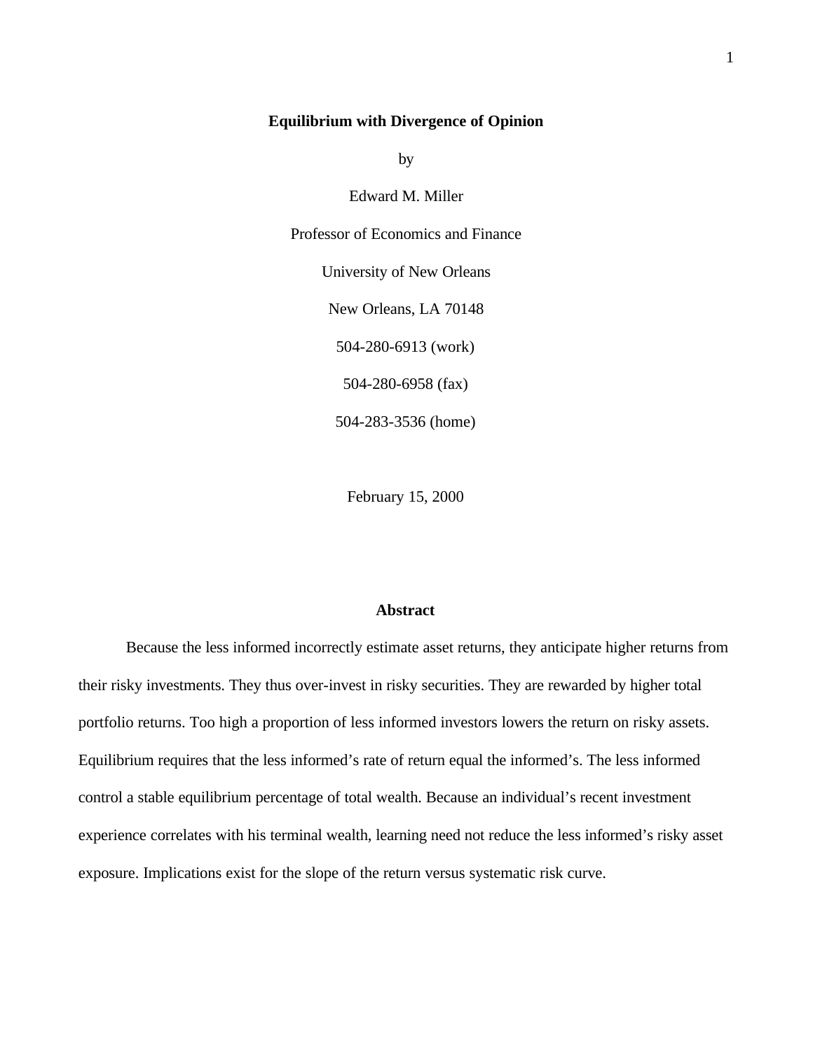# Equilibrium with Divergence of Opinion

by

Edward M. Miller

Professor of Economics and Finance

University of New Orleans

New Orleans, LA 70148

504-280-6913 (work)

504-280-6958 (fax)

504-283-3536 (home)

February 15, 2000

## Abstract

Because the less informed incorrectly estimate asset returns, they anticipate higher returns from their risky investments. They thus over-invest in risky securities. They are rewarded by higher total portfolio returns. Too high a proportion of less informed investors lowers the return on risky assets. Equilibrium requires that the less informed's rate of return equal the informed's. The less informed control a stable equilibrium percentage of total wealth. Because an individual's recent investment experience correlates with his terminal wealth, learning need not reduce the less informed's risky asset exposure. Implications exist for the slope of the return versus systematic risk curve.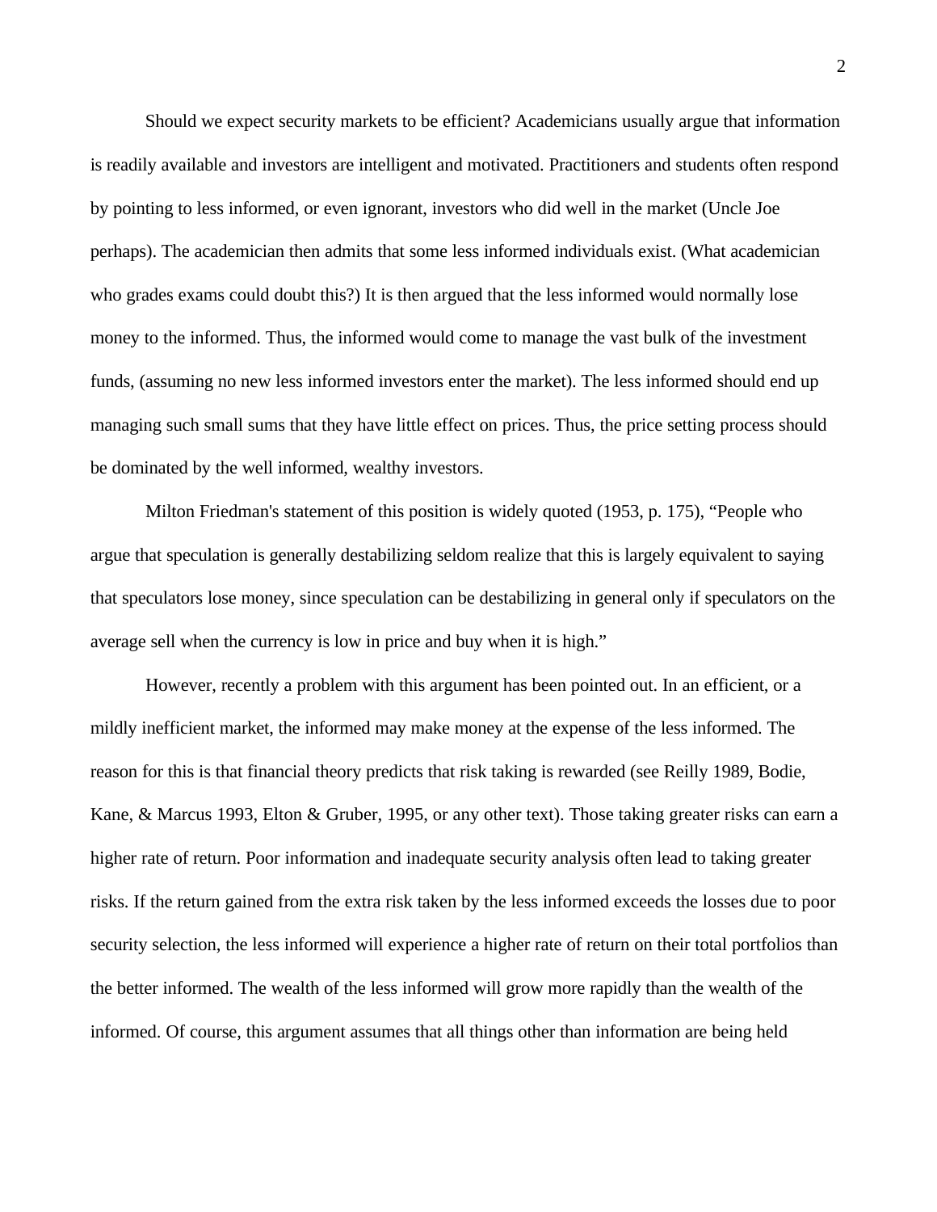Should we expect security markets to be efficient? Academicians usually argue that information is readily available and investors are intelligent and motivated. Practitioners and students often respond by pointing to less informed, or even ignorant, investors who did well in the market (Uncle Joe perhaps). The academician then admits that some less informed individuals exist. (What academician who grades exams could doubt this?) It is then argued that the less informed would normally lose money to the informed. Thus, the informed would come to manage the vast bulk of the investment funds, (assuming no new less informed investors enter the market). The less informed should end up managing such small sums that they have little effect on prices. Thus, the price setting process should be dominated by the well informed, wealthy investors.

Milton Friedman's statement of this position is widely quoted (1953, p. 175), "People who argue that speculation is generally destabilizing seldom realize that this is largely equivalent to saying that speculators lose money, since speculation can be destabilizing in general only if speculators on the average sell when the currency is low in price and buy when it is high."

However, recently a problem with this argument has been pointed out. In an efficient, or a mildly inefficient market, the informed may make money at the expense of the less informed. The reason for this is that financial theory predicts that risk taking is rewarded (see Reilly 1989, Bodie, Kane, & Marcus 1993, Elton & Gruber, 1995, or any other text). Those taking greater risks can earn a higher rate of return. Poor information and inadequate security analysis often lead to taking greater risks. If the return gained from the extra risk taken by the less informed exceeds the losses due to poor security selection, the less informed will experience a higher rate of return on their total portfolios than the better informed. The wealth of the less informed will grow more rapidly than the wealth of the informed. Of course, this argument assumes that all things other than information are being held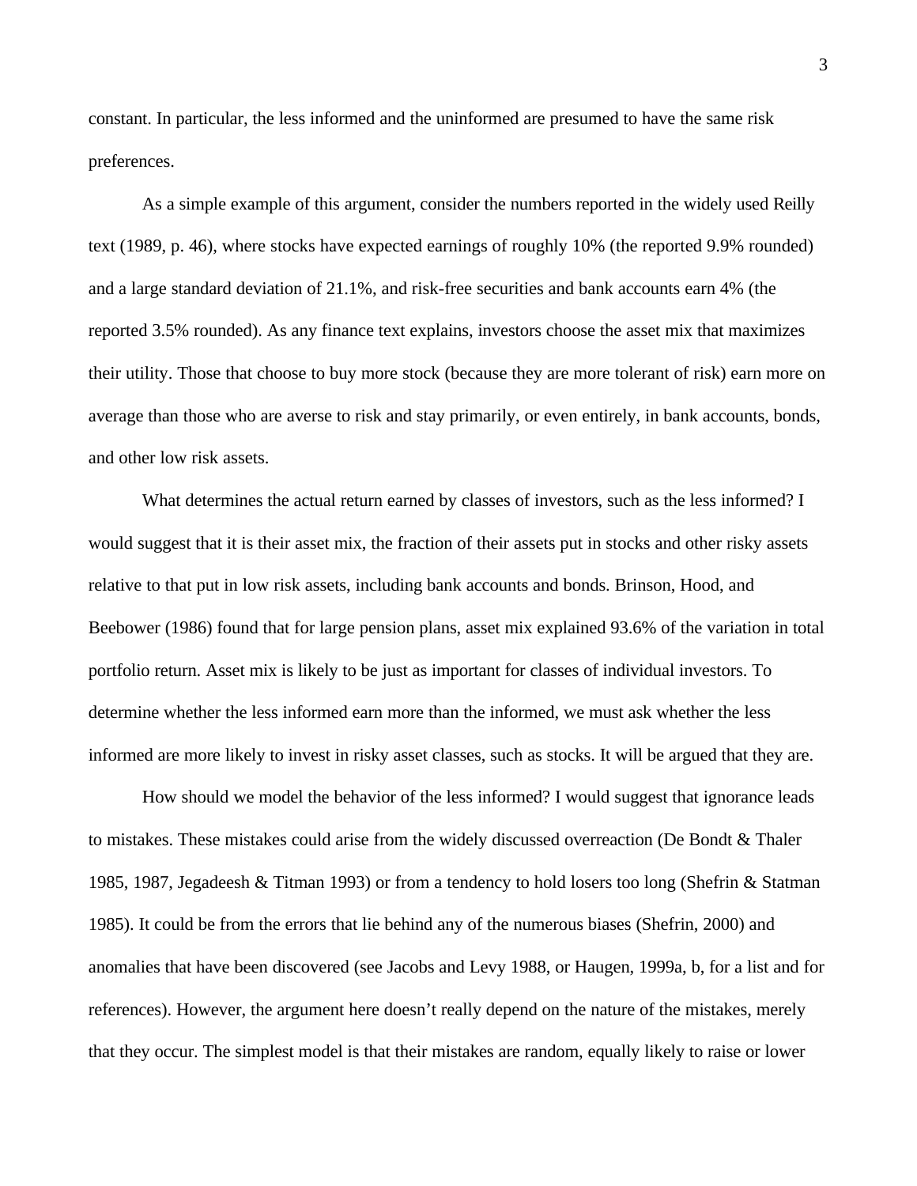constant. In particular, the less informed and the uninformed are presumed to have the same risk preferences.

As a simple example of this argument, consider the numbers reported in the widely used Reilly text (1989, p. 46), where stocks have expected earnings of roughly 10% (the reported 9.9% rounded) and a large standard deviation of 21.1%, and risk-free securities and bank accounts earn 4% (the reported 3.5% rounded). As any finance text explains, investors choose the asset mix that maximizes their utility. Those that choose to buy more stock (because they are more tolerant of risk) earn more on average than those who are averse to risk and stay primarily, or even entirely, in bank accounts, bonds, and other low risk assets.

What determines the actual return earned by classes of investors, such as the less informed? I would suggest that it is their asset mix, the fraction of their assets put in stocks and other risky assets relative to that put in low risk assets, including bank accounts and bonds. Brinson, Hood, and Beebower (1986) found that for large pension plans, asset mix explained 93.6% of the variation in total portfolio return. Asset mix is likely to be just as important for classes of individual investors. To determine whether the less informed earn more than the informed, we must ask whether the less informed are more likely to invest in risky asset classes, such as stocks. It will be argued that they are.

How should we model the behavior of the less informed? I would suggest that ignorance leads to mistakes. These mistakes could arise from the widely discussed overreaction (De Bondt & Thaler 1985, 1987, Jegadeesh & Titman 1993) or from a tendency to hold losers too long (Shefrin & Statman 1985). It could be from the errors that lie behind any of the numerous biases (Shefrin, 2000) and anomalies that have been discovered (see Jacobs and Levy 1988, or Haugen, 1999a, b, for a list and for references). However, the argument here doesn't really depend on the nature of the mistakes, merely that they occur. The simplest model is that their mistakes are random, equally likely to raise or lower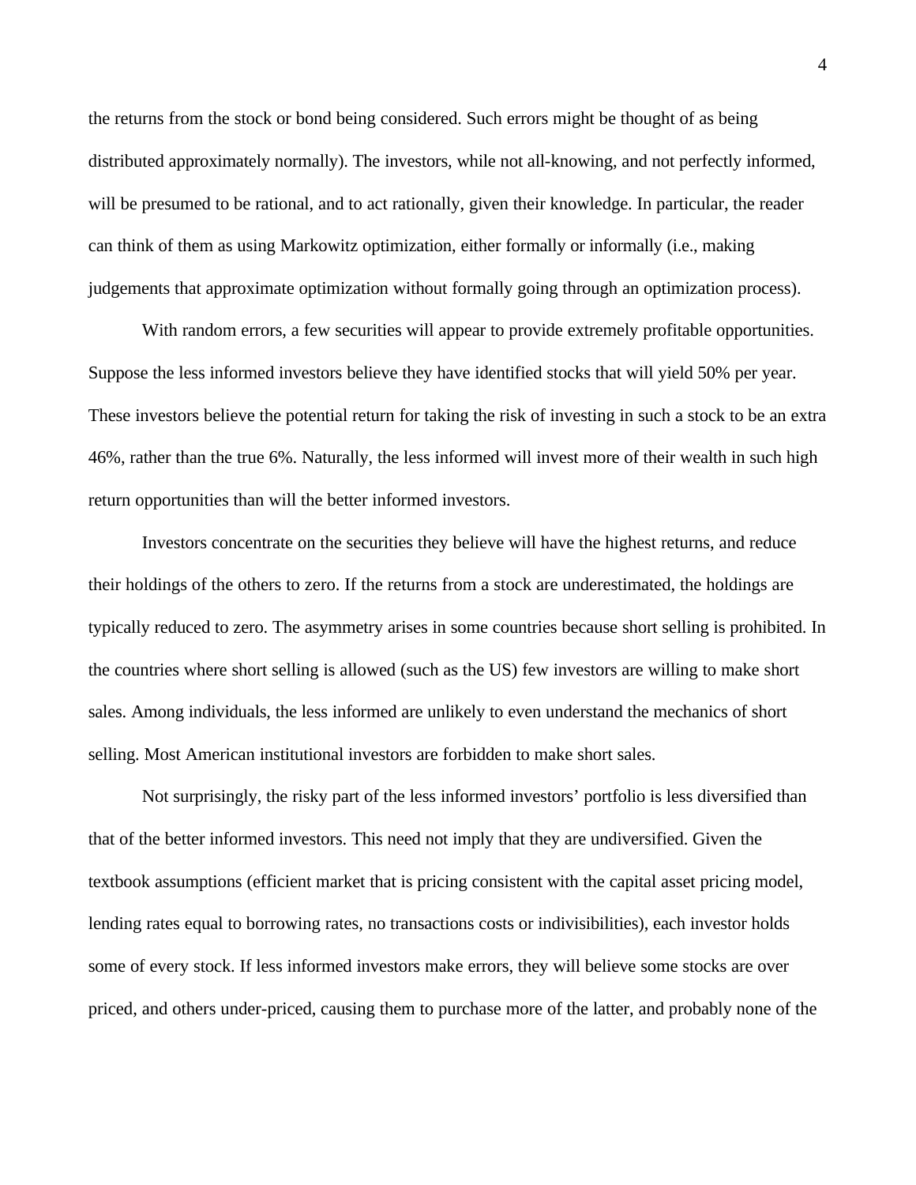the returns from the stock or bond being considered. Such errors might be thought of as being distributed approximately normally). The investors, while not all-knowing, and not perfectly informed, will be presumed to be rational, and to act rationally, given their knowledge. In particular, the reader can think of them as using Markowitz optimization, either formally or informally (i.e., making judgements that approximate optimization without formally going through an optimization process).

With random errors, a few securities will appear to provide extremely profitable opportunities. Suppose the less informed investors believe they have identified stocks that will yield 50% per year. These investors believe the potential return for taking the risk of investing in such a stock to be an extra 46%, rather than the true 6%. Naturally, the less informed will invest more of their wealth in such high return opportunities than will the better informed investors.

Investors concentrate on the securities they believe will have the highest returns, and reduce their holdings of the others to zero. If the returns from a stock are underestimated, the holdings are typically reduced to zero. The asymmetry arises in some countries because short selling is prohibited. In the countries where short selling is allowed (such as the US) few investors are willing to make short sales. Among individuals, the less informed are unlikely to even understand the mechanics of short selling. Most American institutional investors are forbidden to make short sales.

Not surprisingly, the risky part of the less informed investors' portfolio is less diversified than that of the better informed investors. This need not imply that they are undiversified. Given the textbook assumptions (efficient market that is pricing consistent with the capital asset pricing model, lending rates equal to borrowing rates, no transactions costs or indivisibilities), each investor holds some of every stock. If less informed investors make errors, they will believe some stocks are over priced, and others under-priced, causing them to purchase more of the latter, and probably none of the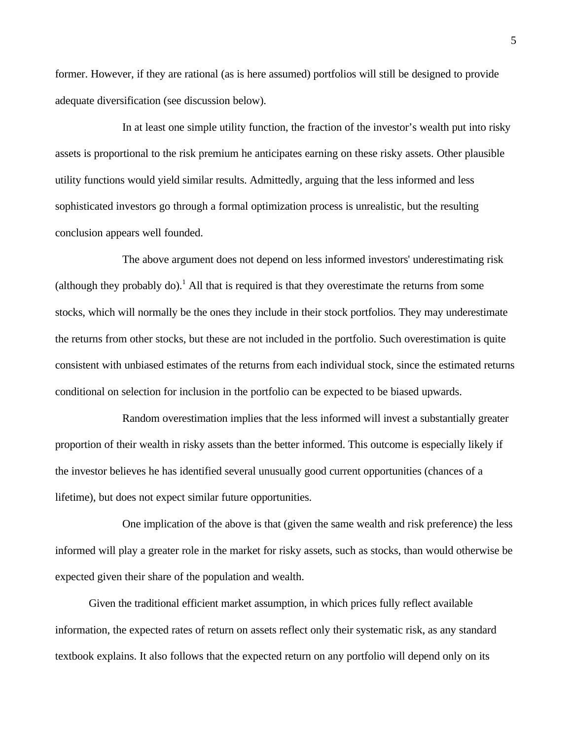former. However, if they are rational (as is here assumed) portfolios will still be designed to provide adequate diversification (see discussion below).

In at least one simple utility function, the fraction of the investor's wealth put into risky assets is proportional to the risk premium he anticipates earning on these risky assets. Other plausible utility functions would yield similar results. Admittedly, arguing that the less informed and less sophisticated investors go through a formal optimization process is unrealistic, but the resulting conclusion appears well founded.

The above argument does not depend on less informed investors' underestimating risk (although they probably do).[1] All that is required is that they overestimate the returns from some stocks, which will normally be the ones they include in their stock portfolios. They may underestimate the returns from other stocks, but these are not included in the portfolio. Such overestimation is quite consistent with unbiased estimates of the returns from each individual stock, since the estimated returns conditional on selection for inclusion in the portfolio can be expected to be biased upwards.

Random overestimation implies that the less informed will invest a substantially greater proportion of their wealth in risky assets than the better informed. This outcome is especially likely if the investor believes he has identified several unusually good current opportunities (chances of a lifetime), but does not expect similar future opportunities.

One implication of the above is that (given the same wealth and risk preference) the less informed will play a greater role in the market for risky assets, such as stocks, than would otherwise be expected given their share of the population and wealth.

Given the traditional efficient market assumption, in which prices fully reflect available information, the expected rates of return on assets reflect only their systematic risk, as any standard textbook explains. It also follows that the expected return on any portfolio will depend only on its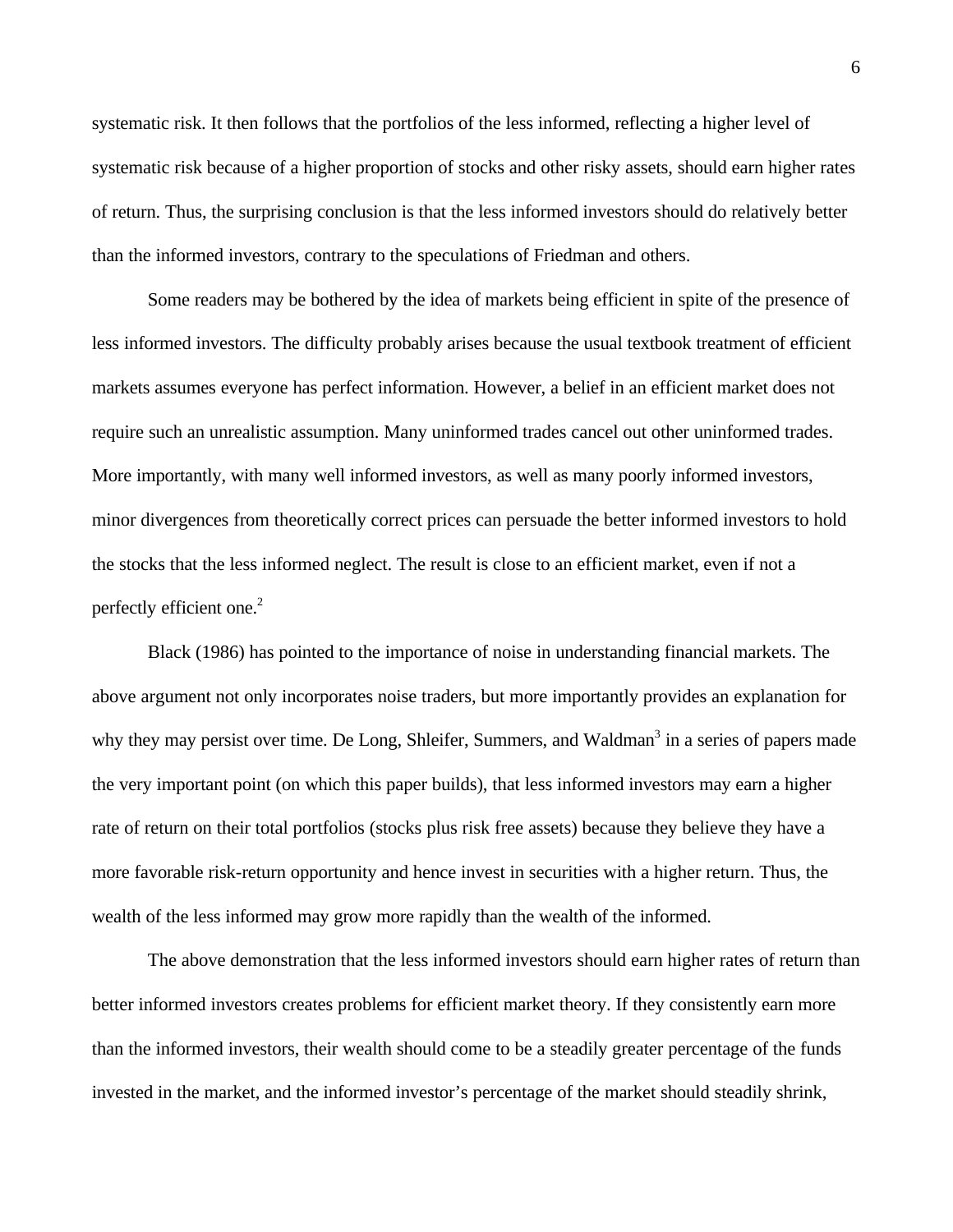systematic risk. It then follows that the portfolios of the less informed, reflecting a higher level of systematic risk because of a higher proportion of stocks and other risky assets, should earn higher rates of return. Thus, the surprising conclusion is that the less informed investors should do relatively better than the informed investors, contrary to the speculations of Friedman and others.

Some readers may be bothered by the idea of markets being efficient in spite of the presence of less informed investors. The difficulty probably arises because the usual textbook treatment of efficient markets assumes everyone has perfect information. However, a belief in an efficient market does not require such an unrealistic assumption. Many uninformed trades cancel out other uninformed trades. More importantly, with many well informed investors, as well as many poorly informed investors, minor divergences from theoretically correct prices can persuade the better informed investors to hold the stocks that the less informed neglect. The result is close to an efficient market, even if not a perfectly efficient one.[2]

Black (1986) has pointed to the importance of noise in understanding financial markets. The above argument not only incorporates noise traders, but more importantly provides an explanation for why they may persist over time. De Long, Shleifer, Summers, and Waldman[3] in a series of papers made the very important point (on which this paper builds), that less informed investors may earn a higher rate of return on their total portfolios (stocks plus risk free assets) because they believe they have a more favorable risk-return opportunity and hence invest in securities with a higher return. Thus, the wealth of the less informed may grow more rapidly than the wealth of the informed.

The above demonstration that the less informed investors should earn higher rates of return than better informed investors creates problems for efficient market theory. If they consistently earn more than the informed investors, their wealth should come to be a steadily greater percentage of the funds invested in the market, and the informed investor's percentage of the market should steadily shrink,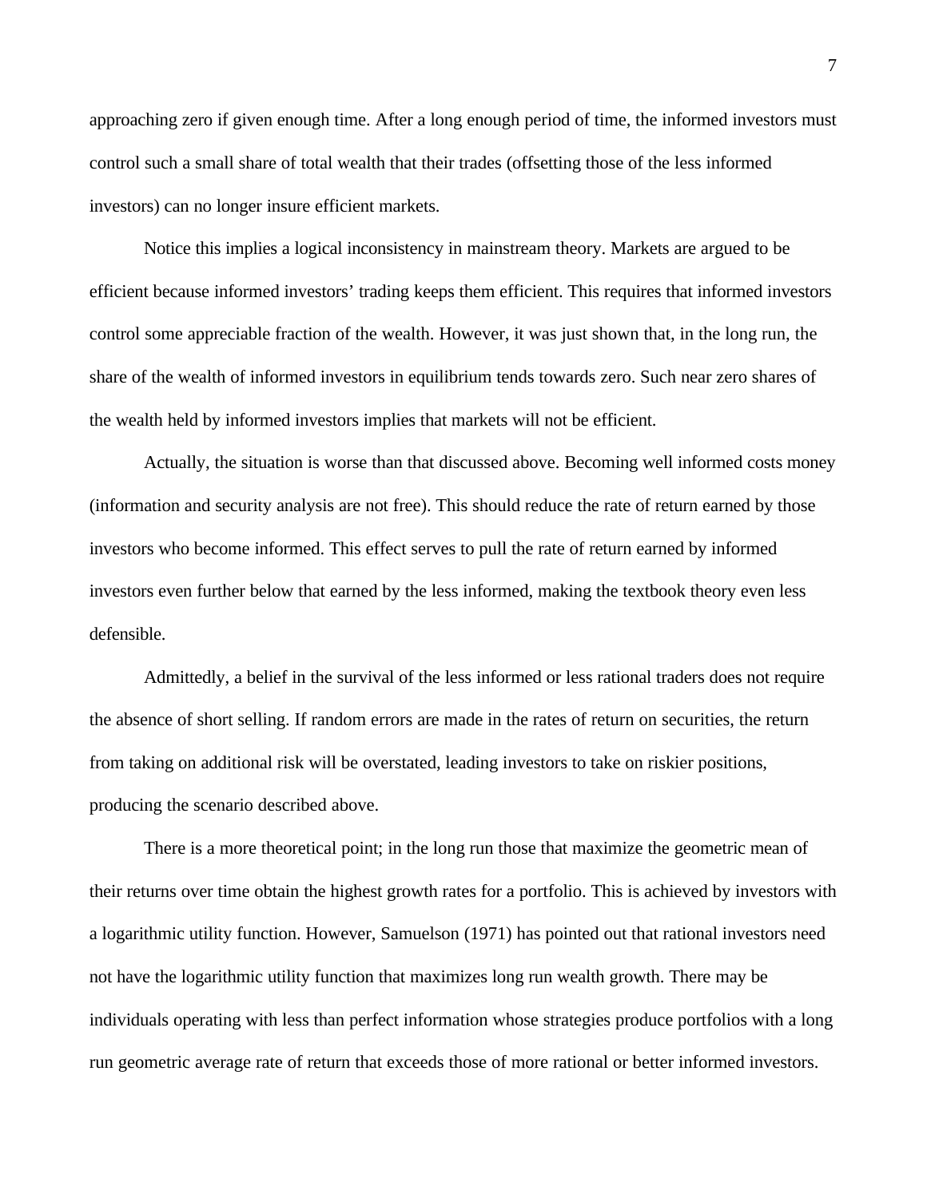approaching zero if given enough time. After a long enough period of time, the informed investors must control such a small share of total wealth that their trades (offsetting those of the less informed investors) can no longer insure efficient markets.

Notice this implies a logical inconsistency in mainstream theory. Markets are argued to be efficient because informed investors' trading keeps them efficient. This requires that informed investors control some appreciable fraction of the wealth. However, it was just shown that, in the long run, the share of the wealth of informed investors in equilibrium tends towards zero. Such near zero shares of the wealth held by informed investors implies that markets will not be efficient.

Actually, the situation is worse than that discussed above. Becoming well informed costs money (information and security analysis are not free). This should reduce the rate of return earned by those investors who become informed. This effect serves to pull the rate of return earned by informed investors even further below that earned by the less informed, making the textbook theory even less defensible.

Admittedly, a belief in the survival of the less informed or less rational traders does not require the absence of short selling. If random errors are made in the rates of return on securities, the return from taking on additional risk will be overstated, leading investors to take on riskier positions, producing the scenario described above.

There is a more theoretical point; in the long run those that maximize the geometric mean of their returns over time obtain the highest growth rates for a portfolio. This is achieved by investors with a logarithmic utility function. However, Samuelson (1971) has pointed out that rational investors need not have the logarithmic utility function that maximizes long run wealth growth. There may be individuals operating with less than perfect information whose strategies produce portfolios with a long run geometric average rate of return that exceeds those of more rational or better informed investors.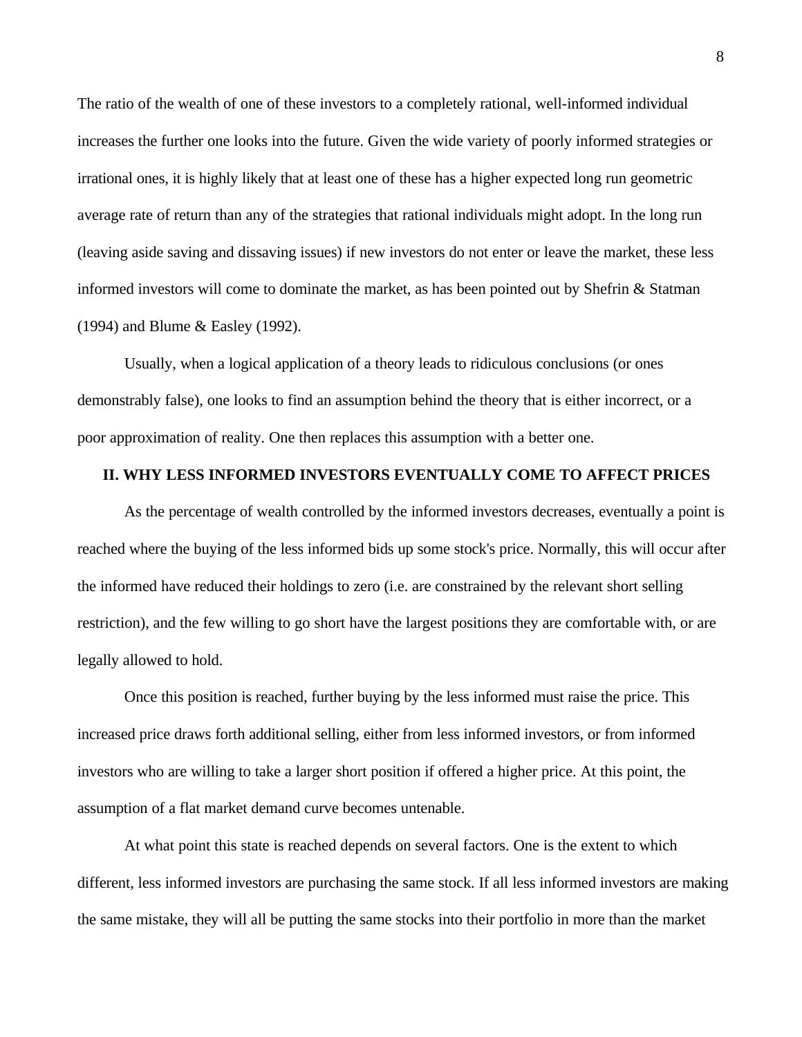The ratio of the wealth of one of these investors to a completely rational, well-informed individual increases the further one looks into the future. Given the wide variety of poorly informed strategies or irrational ones, it is highly likely that at least one of these has a higher expected long run geometric average rate of return than any of the strategies that rational individuals might adopt. In the long run (leaving aside saving and dissaving issues) if new investors do not enter or leave the market, these less informed investors will come to dominate the market, as has been pointed out by Shefrin & Statman (1994) and Blume & Easley (1992).

Usually, when a logical application of a theory leads to ridiculous conclusions (or ones demonstrably false), one looks to find an assumption behind the theory that is either incorrect, or a poor approximation of reality. One then replaces this assumption with a better one.

## II. WHY LESS INFORMED INVESTORS EVENTUALLY COME TO AFFECT PRICES

As the percentage of wealth controlled by the informed investors decreases, eventually a point is reached where the buying of the less informed bids up some stock's price. Normally, this will occur after the informed have reduced their holdings to zero (i.e. are constrained by the relevant short selling restriction), and the few willing to go short have the largest positions they are comfortable with, or are legally allowed to hold.

Once this position is reached, further buying by the less informed must raise the price. This increased price draws forth additional selling, either from less informed investors, or from informed investors who are willing to take a larger short position if offered a higher price. At this point, the assumption of a flat market demand curve becomes untenable.

At what point this state is reached depends on several factors. One is the extent to which different, less informed investors are purchasing the same stock. If all less informed investors are making the same mistake, they will all be putting the same stocks into their portfolio in more than the market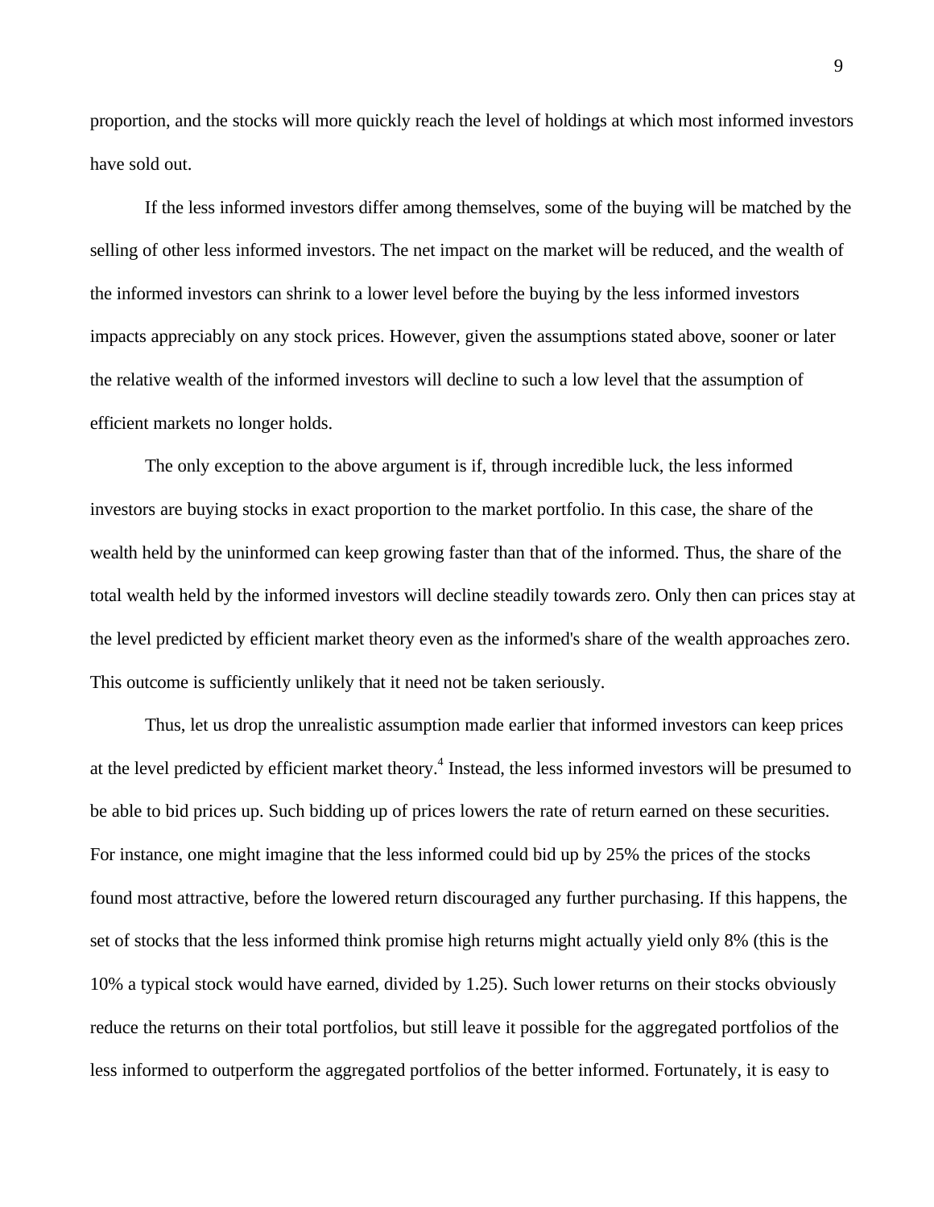proportion, and the stocks will more quickly reach the level of holdings at which most informed investors have sold out.

If the less informed investors differ among themselves, some of the buying will be matched by the selling of other less informed investors. The net impact on the market will be reduced, and the wealth of the informed investors can shrink to a lower level before the buying by the less informed investors impacts appreciably on any stock prices. However, given the assumptions stated above, sooner or later the relative wealth of the informed investors will decline to such a low level that the assumption of efficient markets no longer holds.

The only exception to the above argument is if, through incredible luck, the less informed investors are buying stocks in exact proportion to the market portfolio. In this case, the share of the wealth held by the uninformed can keep growing faster than that of the informed. Thus, the share of the total wealth held by the informed investors will decline steadily towards zero. Only then can prices stay at the level predicted by efficient market theory even as the informed's share of the wealth approaches zero. This outcome is sufficiently unlikely that it need not be taken seriously.

Thus, let us drop the unrealistic assumption made earlier that informed investors can keep prices at the level predicted by efficient market theory.[4] Instead, the less informed investors will be presumed to be able to bid prices up. Such bidding up of prices lowers the rate of return earned on these securities. For instance, one might imagine that the less informed could bid up by 25% the prices of the stocks found most attractive, before the lowered return discouraged any further purchasing. If this happens, the set of stocks that the less informed think promise high returns might actually yield only 8% (this is the 10% a typical stock would have earned, divided by 1.25). Such lower returns on their stocks obviously reduce the returns on their total portfolios, but still leave it possible for the aggregated portfolios of the less informed to outperform the aggregated portfolios of the better informed. Fortunately, it is easy to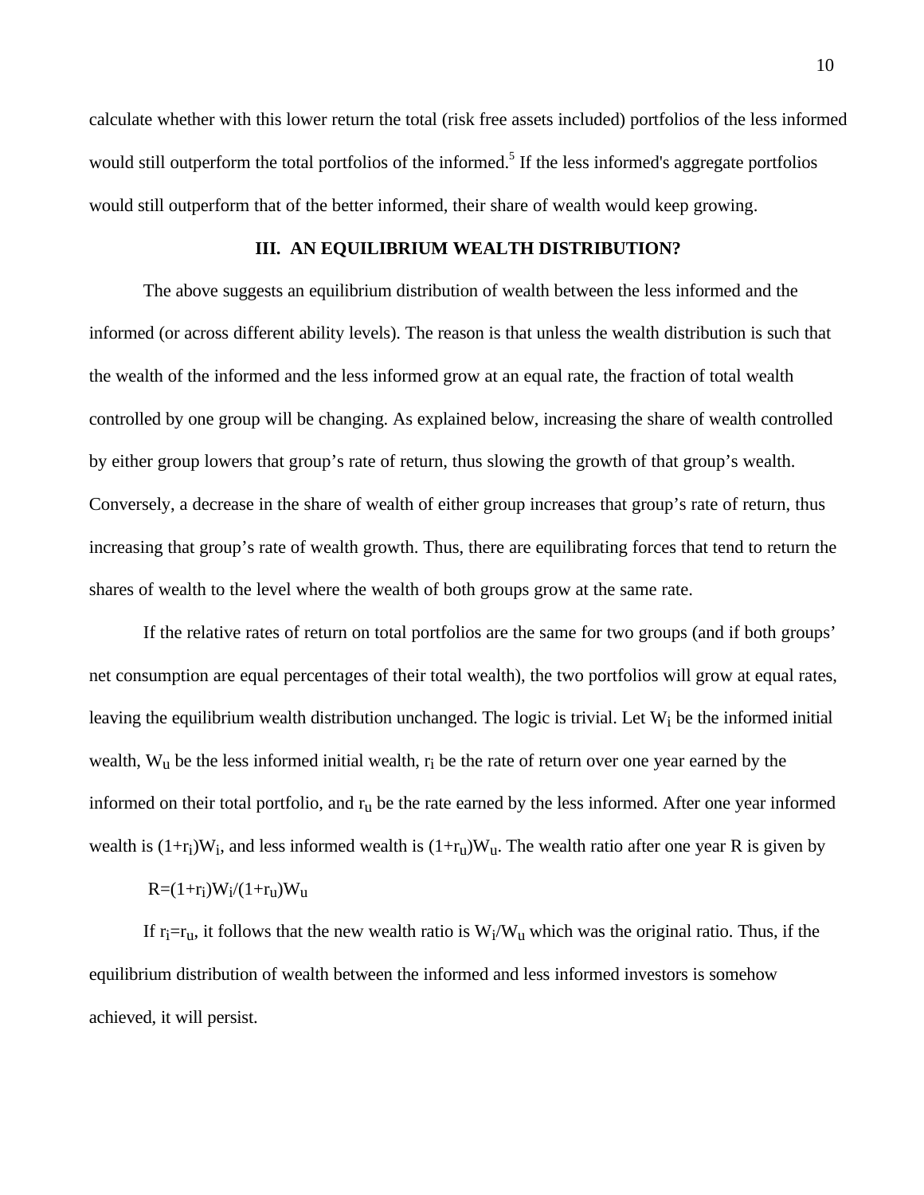calculate whether with this lower return the total (risk free assets included) portfolios of the less informed would still outperform the total portfolios of the informed.[5] If the less informed's aggregate portfolios would still outperform that of the better informed, their share of wealth would keep growing.

## III. AN EQUILIBRIUM WEALTH DISTRIBUTION?

The above suggests an equilibrium distribution of wealth between the less informed and the informed (or across different ability levels). The reason is that unless the wealth distribution is such that the wealth of the informed and the less informed grow at an equal rate, the fraction of total wealth controlled by one group will be changing. As explained below, increasing the share of wealth controlled by either group lowers that group's rate of return, thus slowing the growth of that group's wealth. Conversely, a decrease in the share of wealth of either group increases that group's rate of return, thus increasing that group's rate of wealth growth. Thus, there are equilibrating forces that tend to return the shares of wealth to the level where the wealth of both groups grow at the same rate.

If the relative rates of return on total portfolios are the same for two groups (and if both groups' net consumption are equal percentages of their total wealth), the two portfolios will grow at equal rates, leaving the equilibrium wealth distribution unchanged. The logic is trivial. Let $W_i$ be the informed initial wealth, $W_u$ be the less informed initial wealth, $r_i$ be the rate of return over one year earned by the informed on their total portfolio, and $r_u$ be the rate earned by the less informed. After one year informed wealth is $(1+r_i)W_i$, and less informed wealth is $(1+r_u)W_u$. The wealth ratio after one year R is given by

$$R=(1+r_i)W_i/(1+r_u)W_u$$

If $r_i=r_u$, it follows that the new wealth ratio is $W_i/W_u$ which was the original ratio. Thus, if the equilibrium distribution of wealth between the informed and less informed investors is somehow achieved, it will persist.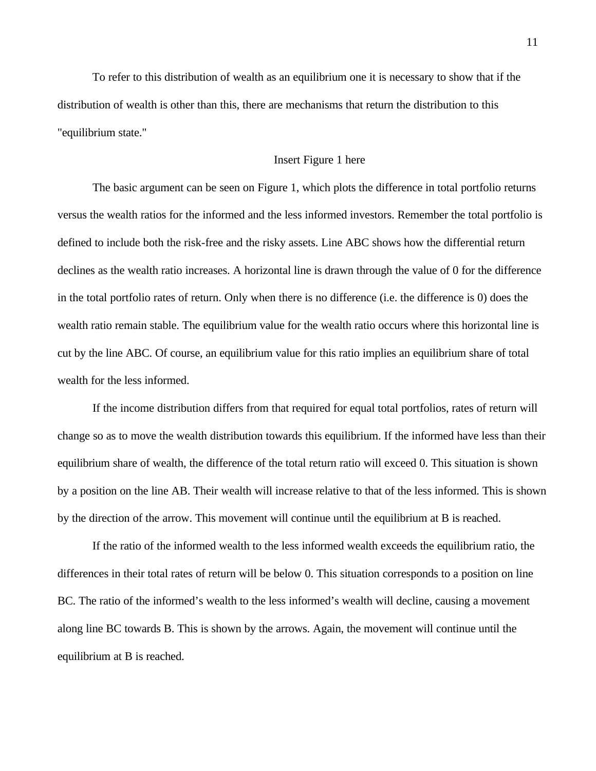To refer to this distribution of wealth as an equilibrium one it is necessary to show that if the distribution of wealth is other than this, there are mechanisms that return the distribution to this "equilibrium state."

Insert Figure 1 here

The basic argument can be seen on Figure 1, which plots the difference in total portfolio returns versus the wealth ratios for the informed and the less informed investors. Remember the total portfolio is defined to include both the risk-free and the risky assets. Line ABC shows how the differential return declines as the wealth ratio increases. A horizontal line is drawn through the value of 0 for the difference in the total portfolio rates of return. Only when there is no difference (i.e. the difference is 0) does the wealth ratio remain stable. The equilibrium value for the wealth ratio occurs where this horizontal line is cut by the line ABC. Of course, an equilibrium value for this ratio implies an equilibrium share of total wealth for the less informed.

If the income distribution differs from that required for equal total portfolios, rates of return will change so as to move the wealth distribution towards this equilibrium. If the informed have less than their equilibrium share of wealth, the difference of the total return ratio will exceed 0. This situation is shown by a position on the line AB. Their wealth will increase relative to that of the less informed. This is shown by the direction of the arrow. This movement will continue until the equilibrium at B is reached.

If the ratio of the informed wealth to the less informed wealth exceeds the equilibrium ratio, the differences in their total rates of return will be below 0. This situation corresponds to a position on line BC. The ratio of the informed's wealth to the less informed's wealth will decline, causing a movement along line BC towards B. This is shown by the arrows. Again, the movement will continue until the equilibrium at B is reached.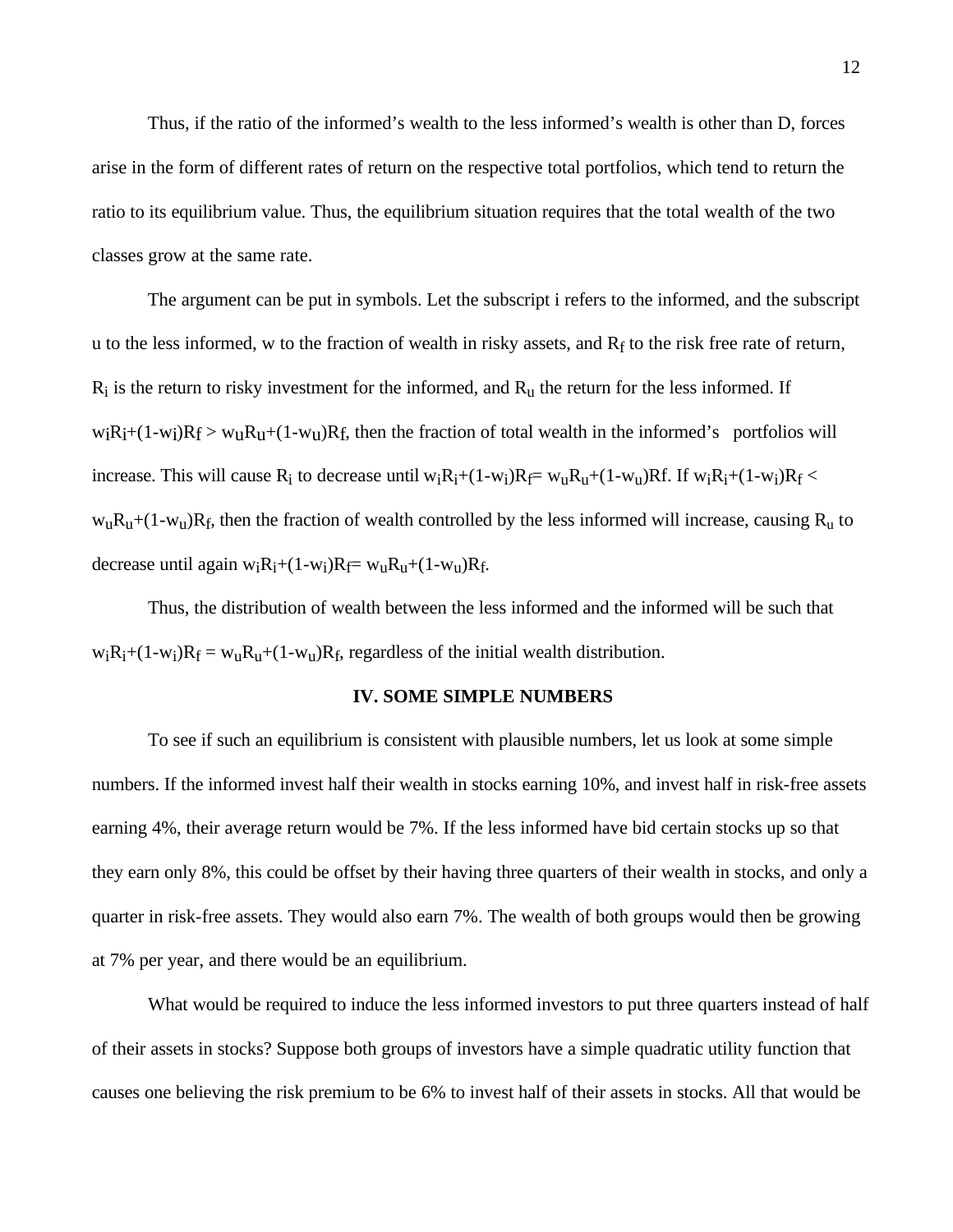Thus, if the ratio of the informed's wealth to the less informed's wealth is other than D, forces arise in the form of different rates of return on the respective total portfolios, which tend to return the ratio to its equilibrium value. Thus, the equilibrium situation requires that the total wealth of the two classes grow at the same rate.

The argument can be put in symbols. Let the subscript i refers to the informed, and the subscript u to the less informed, w to the fraction of wealth in risky assets, and $R_f$ to the risk free rate of return, $R_i$ is the return to risky investment for the informed, and $R_u$ the return for the less informed. If $w_iR_i+(1-w_i)R_f > w_uR_u+(1-w_u)R_f$, then the fraction of total wealth in the informed's portfolios will increase. This will cause $R_i$ to decrease until $w_iR_i+(1-w_i)R_f= w_uR_u+(1-w_u)R_f$. If $w_iR_i+(1-w_i)R_f < w_uR_u+(1-w_u)R_f$, then the fraction of wealth controlled by the less informed will increase, causing $R_u$ to decrease until again $w_iR_i+(1-w_i)R_f= w_uR_u+(1-w_u)R_f$.

Thus, the distribution of wealth between the less informed and the informed will be such that $w_iR_i+(1-w_i)R_f = w_uR_u+(1-w_u)R_f$, regardless of the initial wealth distribution.

## IV. SOME SIMPLE NUMBERS

To see if such an equilibrium is consistent with plausible numbers, let us look at some simple numbers. If the informed invest half their wealth in stocks earning 10%, and invest half in risk-free assets earning 4%, their average return would be 7%. If the less informed have bid certain stocks up so that they earn only 8%, this could be offset by their having three quarters of their wealth in stocks, and only a quarter in risk-free assets. They would also earn 7%. The wealth of both groups would then be growing at 7% per year, and there would be an equilibrium.

What would be required to induce the less informed investors to put three quarters instead of half of their assets in stocks? Suppose both groups of investors have a simple quadratic utility function that causes one believing the risk premium to be 6% to invest half of their assets in stocks. All that would be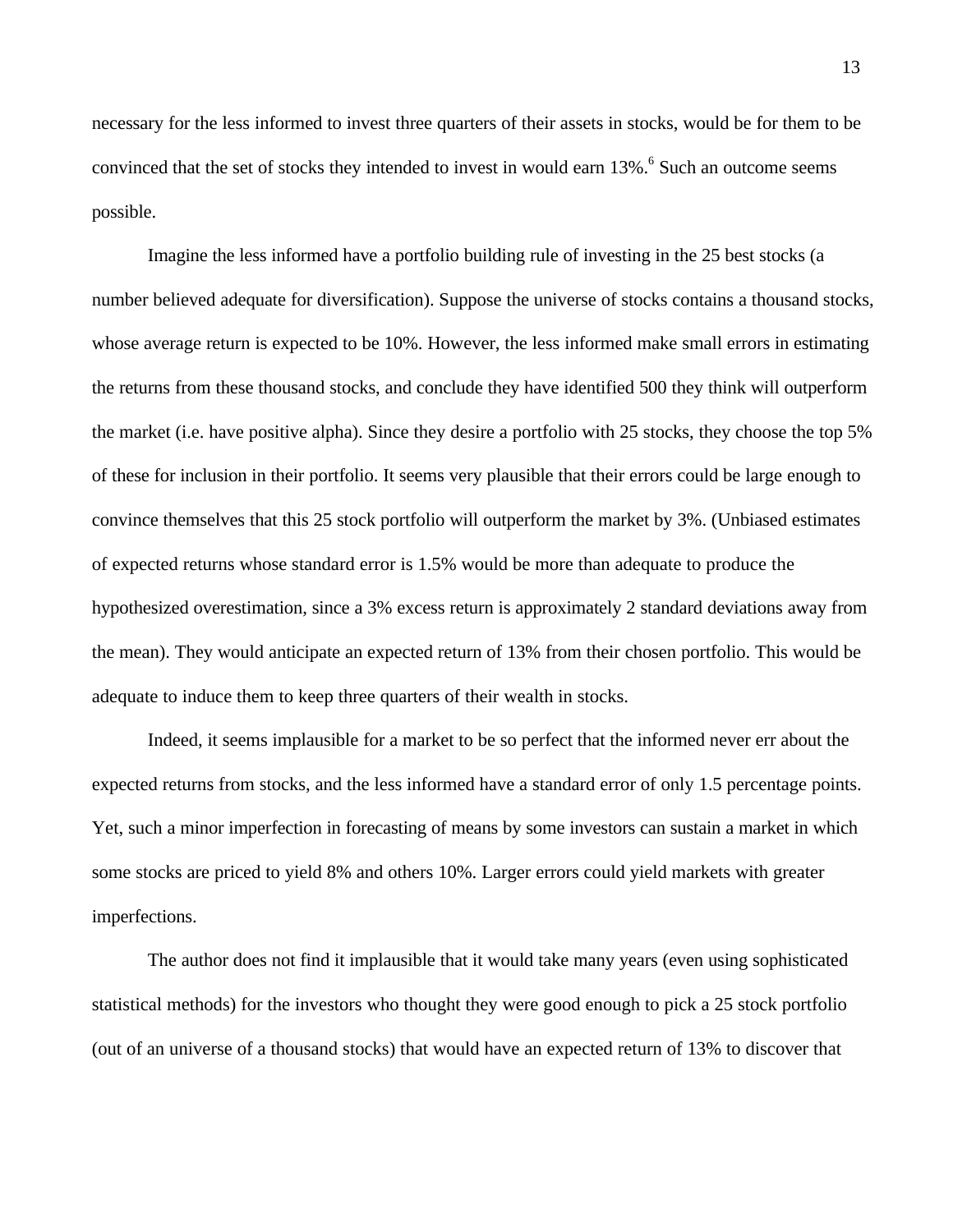necessary for the less informed to invest three quarters of their assets in stocks, would be for them to be convinced that the set of stocks they intended to invest in would earn 13%.[6] Such an outcome seems possible.

Imagine the less informed have a portfolio building rule of investing in the 25 best stocks (a number believed adequate for diversification). Suppose the universe of stocks contains a thousand stocks, whose average return is expected to be 10%. However, the less informed make small errors in estimating the returns from these thousand stocks, and conclude they have identified 500 they think will outperform the market (i.e. have positive alpha). Since they desire a portfolio with 25 stocks, they choose the top 5% of these for inclusion in their portfolio. It seems very plausible that their errors could be large enough to convince themselves that this 25 stock portfolio will outperform the market by 3%. (Unbiased estimates of expected returns whose standard error is 1.5% would be more than adequate to produce the hypothesized overestimation, since a 3% excess return is approximately 2 standard deviations away from the mean). They would anticipate an expected return of 13% from their chosen portfolio. This would be adequate to induce them to keep three quarters of their wealth in stocks.

Indeed, it seems implausible for a market to be so perfect that the informed never err about the expected returns from stocks, and the less informed have a standard error of only 1.5 percentage points. Yet, such a minor imperfection in forecasting of means by some investors can sustain a market in which some stocks are priced to yield 8% and others 10%. Larger errors could yield markets with greater imperfections.

The author does not find it implausible that it would take many years (even using sophisticated statistical methods) for the investors who thought they were good enough to pick a 25 stock portfolio (out of an universe of a thousand stocks) that would have an expected return of 13% to discover that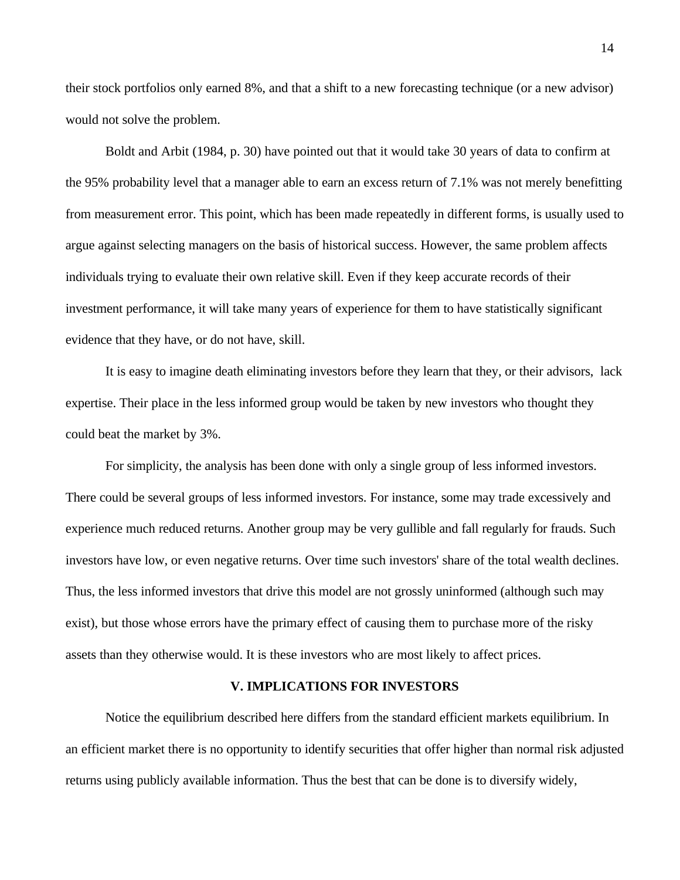their stock portfolios only earned 8%, and that a shift to a new forecasting technique (or a new advisor) would not solve the problem.

Boldt and Arbit (1984, p. 30) have pointed out that it would take 30 years of data to confirm at the 95% probability level that a manager able to earn an excess return of 7.1% was not merely benefitting from measurement error. This point, which has been made repeatedly in different forms, is usually used to argue against selecting managers on the basis of historical success. However, the same problem affects individuals trying to evaluate their own relative skill. Even if they keep accurate records of their investment performance, it will take many years of experience for them to have statistically significant evidence that they have, or do not have, skill.

It is easy to imagine death eliminating investors before they learn that they, or their advisors, lack expertise. Their place in the less informed group would be taken by new investors who thought they could beat the market by 3%.

For simplicity, the analysis has been done with only a single group of less informed investors. There could be several groups of less informed investors. For instance, some may trade excessively and experience much reduced returns. Another group may be very gullible and fall regularly for frauds. Such investors have low, or even negative returns. Over time such investors' share of the total wealth declines. Thus, the less informed investors that drive this model are not grossly uninformed (although such may exist), but those whose errors have the primary effect of causing them to purchase more of the risky assets than they otherwise would. It is these investors who are most likely to affect prices.

## V. IMPLICATIONS FOR INVESTORS

Notice the equilibrium described here differs from the standard efficient markets equilibrium. In an efficient market there is no opportunity to identify securities that offer higher than normal risk adjusted returns using publicly available information. Thus the best that can be done is to diversify widely,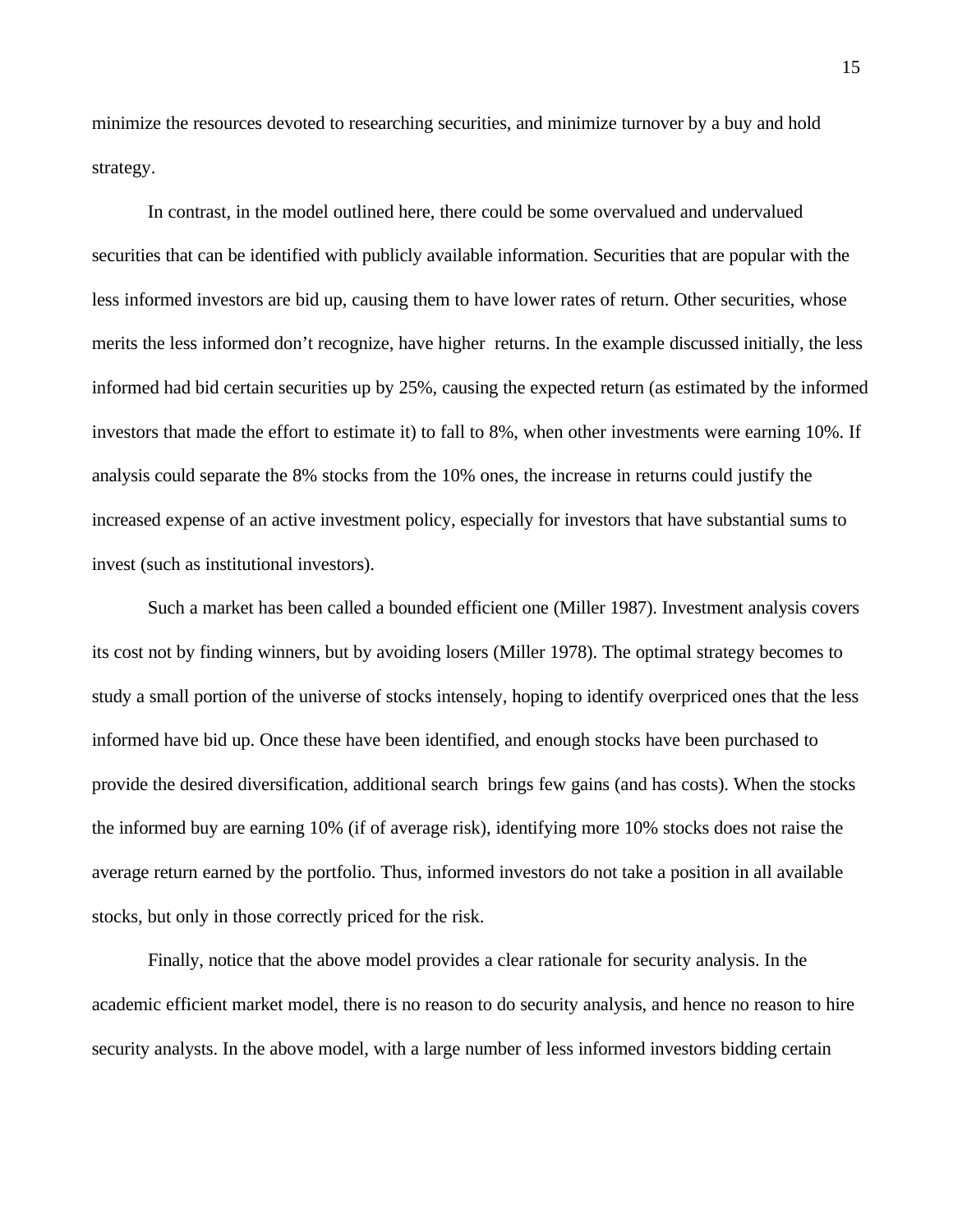minimize the resources devoted to researching securities, and minimize turnover by a buy and hold strategy.

In contrast, in the model outlined here, there could be some overvalued and undervalued securities that can be identified with publicly available information. Securities that are popular with the less informed investors are bid up, causing them to have lower rates of return. Other securities, whose merits the less informed don't recognize, have higher returns. In the example discussed initially, the less informed had bid certain securities up by 25%, causing the expected return (as estimated by the informed investors that made the effort to estimate it) to fall to 8%, when other investments were earning 10%. If analysis could separate the 8% stocks from the 10% ones, the increase in returns could justify the increased expense of an active investment policy, especially for investors that have substantial sums to invest (such as institutional investors).

Such a market has been called a bounded efficient one (Miller 1987). Investment analysis covers its cost not by finding winners, but by avoiding losers (Miller 1978). The optimal strategy becomes to study a small portion of the universe of stocks intensely, hoping to identify overpriced ones that the less informed have bid up. Once these have been identified, and enough stocks have been purchased to provide the desired diversification, additional search brings few gains (and has costs). When the stocks the informed buy are earning 10% (if of average risk), identifying more 10% stocks does not raise the average return earned by the portfolio. Thus, informed investors do not take a position in all available stocks, but only in those correctly priced for the risk.

Finally, notice that the above model provides a clear rationale for security analysis. In the academic efficient market model, there is no reason to do security analysis, and hence no reason to hire security analysts. In the above model, with a large number of less informed investors bidding certain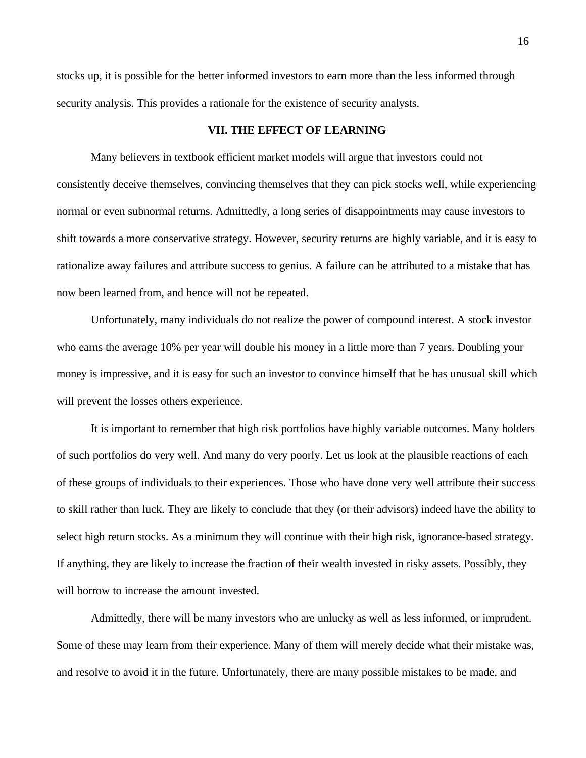stocks up, it is possible for the better informed investors to earn more than the less informed through security analysis. This provides a rationale for the existence of security analysts.

## VII. THE EFFECT OF LEARNING

Many believers in textbook efficient market models will argue that investors could not consistently deceive themselves, convincing themselves that they can pick stocks well, while experiencing normal or even subnormal returns. Admittedly, a long series of disappointments may cause investors to shift towards a more conservative strategy. However, security returns are highly variable, and it is easy to rationalize away failures and attribute success to genius. A failure can be attributed to a mistake that has now been learned from, and hence will not be repeated.

Unfortunately, many individuals do not realize the power of compound interest. A stock investor who earns the average 10% per year will double his money in a little more than 7 years. Doubling your money is impressive, and it is easy for such an investor to convince himself that he has unusual skill which will prevent the losses others experience.

It is important to remember that high risk portfolios have highly variable outcomes. Many holders of such portfolios do very well. And many do very poorly. Let us look at the plausible reactions of each of these groups of individuals to their experiences. Those who have done very well attribute their success to skill rather than luck. They are likely to conclude that they (or their advisors) indeed have the ability to select high return stocks. As a minimum they will continue with their high risk, ignorance-based strategy. If anything, they are likely to increase the fraction of their wealth invested in risky assets. Possibly, they will borrow to increase the amount invested.

Admittedly, there will be many investors who are unlucky as well as less informed, or imprudent. Some of these may learn from their experience. Many of them will merely decide what their mistake was, and resolve to avoid it in the future. Unfortunately, there are many possible mistakes to be made, and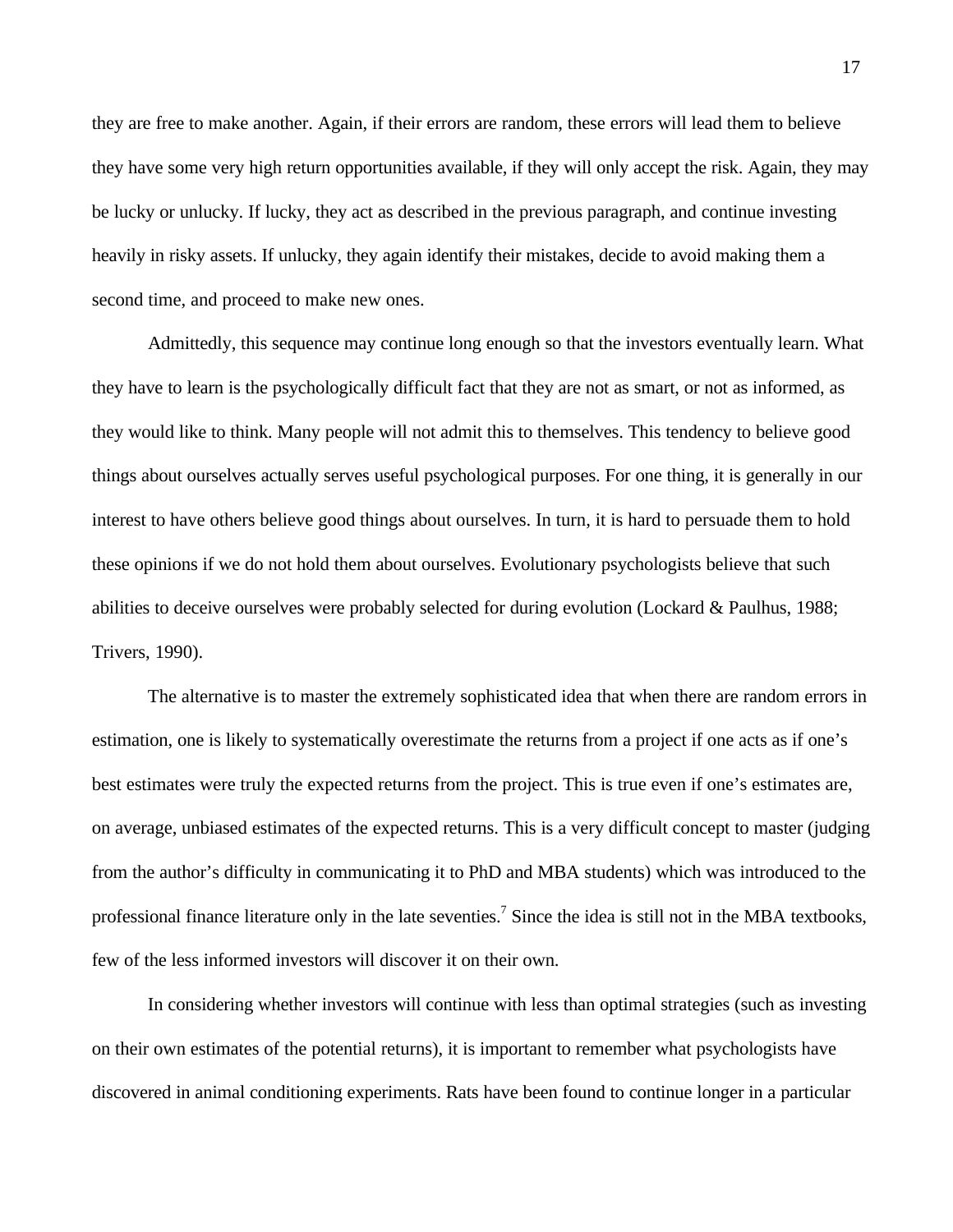they are free to make another. Again, if their errors are random, these errors will lead them to believe they have some very high return opportunities available, if they will only accept the risk. Again, they may be lucky or unlucky. If lucky, they act as described in the previous paragraph, and continue investing heavily in risky assets. If unlucky, they again identify their mistakes, decide to avoid making them a second time, and proceed to make new ones.

Admittedly, this sequence may continue long enough so that the investors eventually learn. What they have to learn is the psychologically difficult fact that they are not as smart, or not as informed, as they would like to think. Many people will not admit this to themselves. This tendency to believe good things about ourselves actually serves useful psychological purposes. For one thing, it is generally in our interest to have others believe good things about ourselves. In turn, it is hard to persuade them to hold these opinions if we do not hold them about ourselves. Evolutionary psychologists believe that such abilities to deceive ourselves were probably selected for during evolution (Lockard & Paulhus, 1988; Trivers, 1990).

The alternative is to master the extremely sophisticated idea that when there are random errors in estimation, one is likely to systematically overestimate the returns from a project if one acts as if one's best estimates were truly the expected returns from the project. This is true even if one's estimates are, on average, unbiased estimates of the expected returns. This is a very difficult concept to master (judging from the author's difficulty in communicating it to PhD and MBA students) which was introduced to the professional finance literature only in the late seventies.[7] Since the idea is still not in the MBA textbooks, few of the less informed investors will discover it on their own.

In considering whether investors will continue with less than optimal strategies (such as investing on their own estimates of the potential returns), it is important to remember what psychologists have discovered in animal conditioning experiments. Rats have been found to continue longer in a particular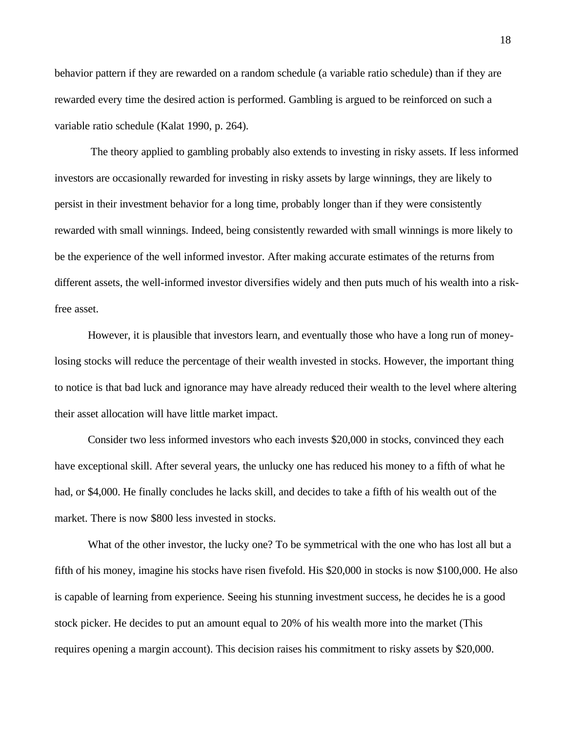behavior pattern if they are rewarded on a random schedule (a variable ratio schedule) than if they are rewarded every time the desired action is performed. Gambling is argued to be reinforced on such a variable ratio schedule (Kalat 1990, p. 264).

The theory applied to gambling probably also extends to investing in risky assets. If less informed investors are occasionally rewarded for investing in risky assets by large winnings, they are likely to persist in their investment behavior for a long time, probably longer than if they were consistently rewarded with small winnings. Indeed, being consistently rewarded with small winnings is more likely to be the experience of the well informed investor. After making accurate estimates of the returns from different assets, the well-informed investor diversifies widely and then puts much of his wealth into a risk-free asset.

However, it is plausible that investors learn, and eventually those who have a long run of money-losing stocks will reduce the percentage of their wealth invested in stocks. However, the important thing to notice is that bad luck and ignorance may have already reduced their wealth to the level where altering their asset allocation will have little market impact.

Consider two less informed investors who each invests $20,000 in stocks, convinced they each have exceptional skill. After several years, the unlucky one has reduced his money to a fifth of what he had, or $4,000. He finally concludes he lacks skill, and decides to take a fifth of his wealth out of the market. There is now $800 less invested in stocks.

What of the other investor, the lucky one? To be symmetrical with the one who has lost all but a fifth of his money, imagine his stocks have risen fivefold. His $20,000 in stocks is now $100,000. He also is capable of learning from experience. Seeing his stunning investment success, he decides he is a good stock picker. He decides to put an amount equal to 20% of his wealth more into the market (This requires opening a margin account). This decision raises his commitment to risky assets by $20,000.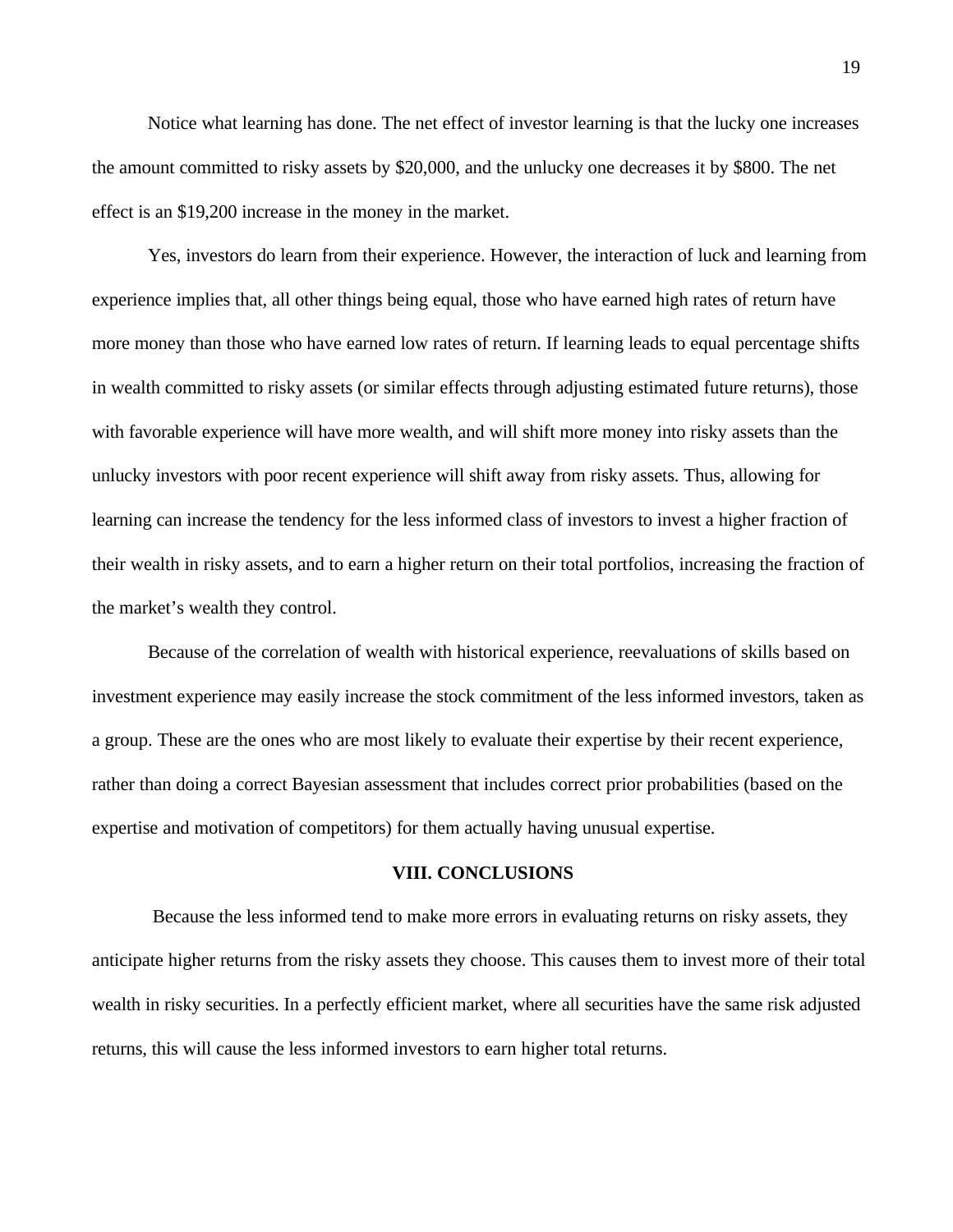Notice what learning has done. The net effect of investor learning is that the lucky one increases the amount committed to risky assets by $20,000, and the unlucky one decreases it by $800. The net effect is an $19,200 increase in the money in the market.

Yes, investors do learn from their experience. However, the interaction of luck and learning from experience implies that, all other things being equal, those who have earned high rates of return have more money than those who have earned low rates of return. If learning leads to equal percentage shifts in wealth committed to risky assets (or similar effects through adjusting estimated future returns), those with favorable experience will have more wealth, and will shift more money into risky assets than the unlucky investors with poor recent experience will shift away from risky assets. Thus, allowing for learning can increase the tendency for the less informed class of investors to invest a higher fraction of their wealth in risky assets, and to earn a higher return on their total portfolios, increasing the fraction of the market's wealth they control.

Because of the correlation of wealth with historical experience, reevaluations of skills based on investment experience may easily increase the stock commitment of the less informed investors, taken as a group. These are the ones who are most likely to evaluate their expertise by their recent experience, rather than doing a correct Bayesian assessment that includes correct prior probabilities (based on the expertise and motivation of competitors) for them actually having unusual expertise.

## VIII. CONCLUSIONS

Because the less informed tend to make more errors in evaluating returns on risky assets, they anticipate higher returns from the risky assets they choose. This causes them to invest more of their total wealth in risky securities. In a perfectly efficient market, where all securities have the same risk adjusted returns, this will cause the less informed investors to earn higher total returns.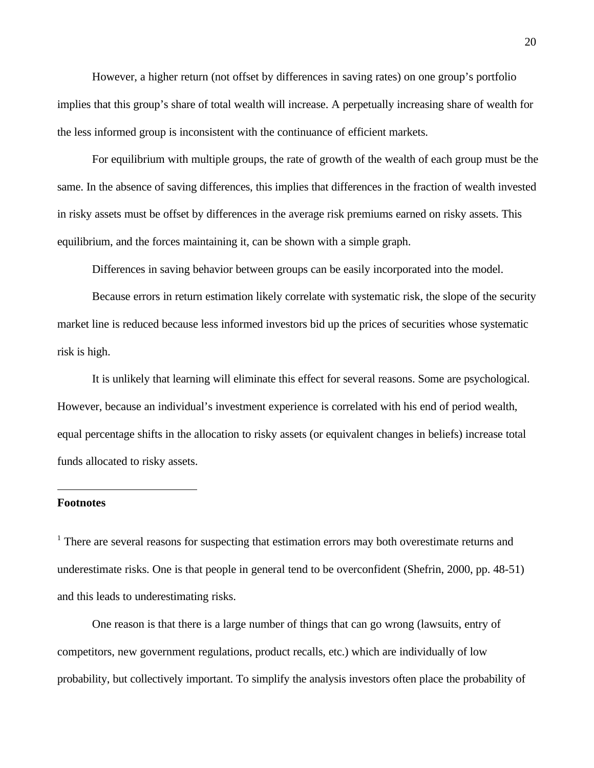However, a higher return (not offset by differences in saving rates) on one group's portfolio implies that this group's share of total wealth will increase. A perpetually increasing share of wealth for the less informed group is inconsistent with the continuance of efficient markets.

For equilibrium with multiple groups, the rate of growth of the wealth of each group must be the same. In the absence of saving differences, this implies that differences in the fraction of wealth invested in risky assets must be offset by differences in the average risk premiums earned on risky assets. This equilibrium, and the forces maintaining it, can be shown with a simple graph.

Differences in saving behavior between groups can be easily incorporated into the model.

Because errors in return estimation likely correlate with systematic risk, the slope of the security market line is reduced because less informed investors bid up the prices of securities whose systematic risk is high.

It is unlikely that learning will eliminate this effect for several reasons. Some are psychological. However, because an individual's investment experience is correlated with his end of period wealth, equal percentage shifts in the allocation to risky assets (or equivalent changes in beliefs) increase total funds allocated to risky assets.

---

**Footnotes**

[1] There are several reasons for suspecting that estimation errors may both overestimate returns and underestimate risks. One is that people in general tend to be overconfident (Shefrin, 2000, pp. 48-51) and this leads to underestimating risks.

One reason is that there is a large number of things that can go wrong (lawsuits, entry of competitors, new government regulations, product recalls, etc.) which are individually of low probability, but collectively important. To simplify the analysis investors often place the probability of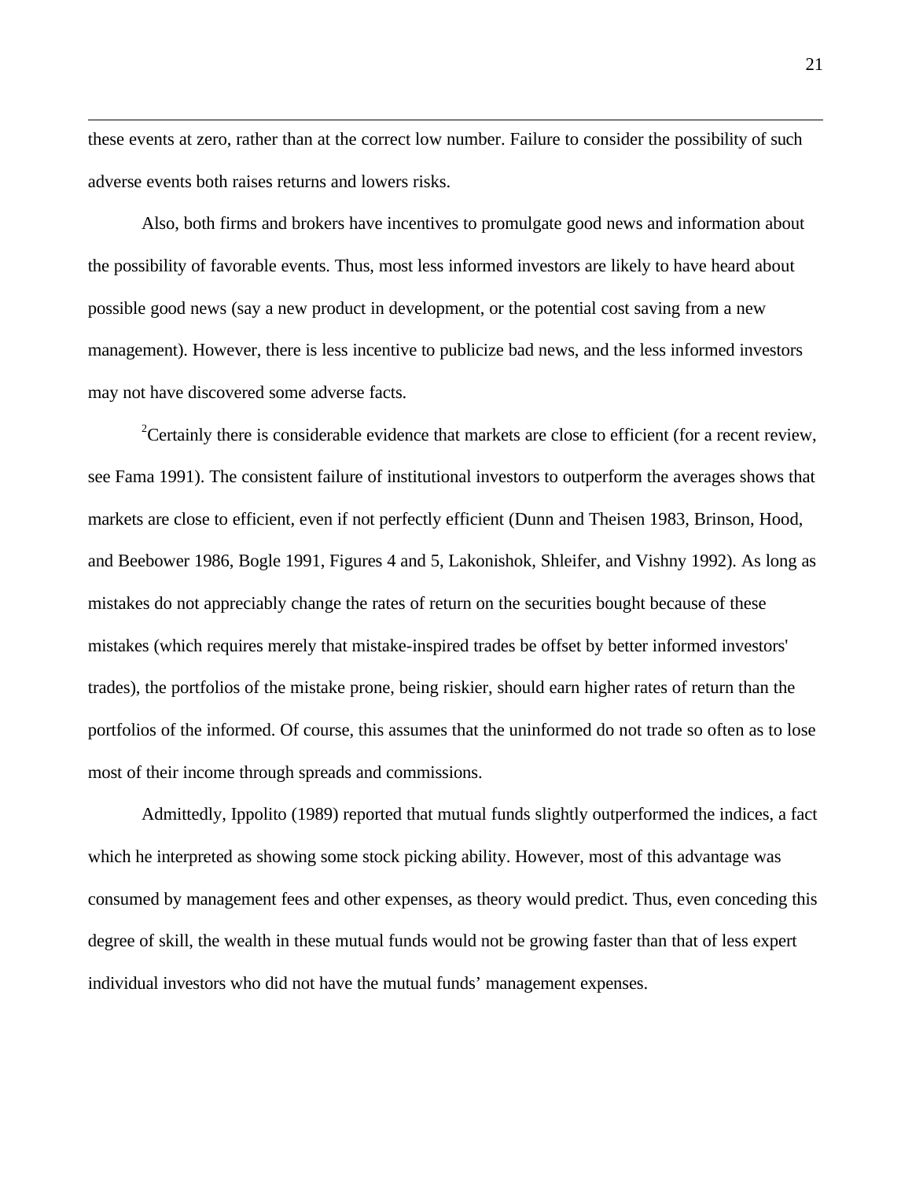these events at zero, rather than at the correct low number. Failure to consider the possibility of such adverse events both raises returns and lowers risks.

Also, both firms and brokers have incentives to promulgate good news and information about the possibility of favorable events. Thus, most less informed investors are likely to have heard about possible good news (say a new product in development, or the potential cost saving from a new management). However, there is less incentive to publicize bad news, and the less informed investors may not have discovered some adverse facts.

[2]Certainly there is considerable evidence that markets are close to efficient (for a recent review, see Fama 1991). The consistent failure of institutional investors to outperform the averages shows that markets are close to efficient, even if not perfectly efficient (Dunn and Theisen 1983, Brinson, Hood, and Beebower 1986, Bogle 1991, Figures 4 and 5, Lakonishok, Shleifer, and Vishny 1992). As long as mistakes do not appreciably change the rates of return on the securities bought because of these mistakes (which requires merely that mistake-inspired trades be offset by better informed investors' trades), the portfolios of the mistake prone, being riskier, should earn higher rates of return than the portfolios of the informed. Of course, this assumes that the uninformed do not trade so often as to lose most of their income through spreads and commissions.

Admittedly, Ippolito (1989) reported that mutual funds slightly outperformed the indices, a fact which he interpreted as showing some stock picking ability. However, most of this advantage was consumed by management fees and other expenses, as theory would predict. Thus, even conceding this degree of skill, the wealth in these mutual funds would not be growing faster than that of less expert individual investors who did not have the mutual funds' management expenses.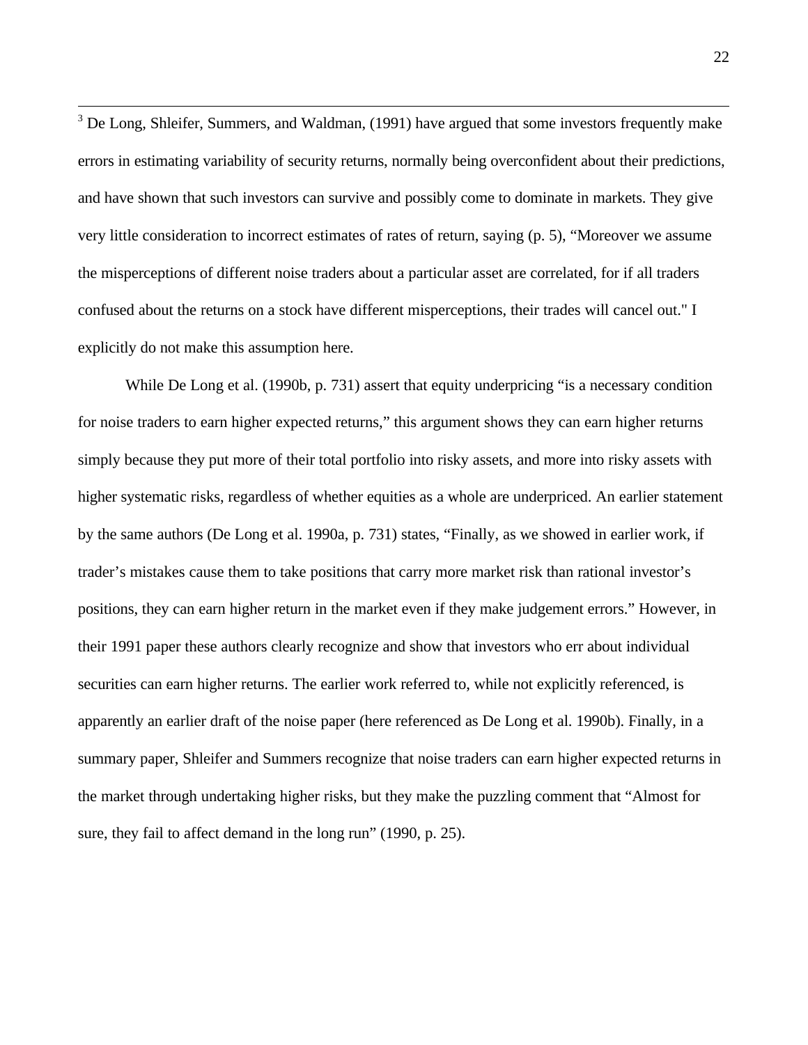[3] De Long, Shleifer, Summers, and Waldman, (1991) have argued that some investors frequently make errors in estimating variability of security returns, normally being overconfident about their predictions, and have shown that such investors can survive and possibly come to dominate in markets. They give very little consideration to incorrect estimates of rates of return, saying (p. 5), "Moreover we assume the misperceptions of different noise traders about a particular asset are correlated, for if all traders confused about the returns on a stock have different misperceptions, their trades will cancel out." I explicitly do not make this assumption here.

While De Long et al. (1990b, p. 731) assert that equity underpricing "is a necessary condition for noise traders to earn higher expected returns," this argument shows they can earn higher returns simply because they put more of their total portfolio into risky assets, and more into risky assets with higher systematic risks, regardless of whether equities as a whole are underpriced. An earlier statement by the same authors (De Long et al. 1990a, p. 731) states, "Finally, as we showed in earlier work, if trader's mistakes cause them to take positions that carry more market risk than rational investor's positions, they can earn higher return in the market even if they make judgement errors." However, in their 1991 paper these authors clearly recognize and show that investors who err about individual securities can earn higher returns. The earlier work referred to, while not explicitly referenced, is apparently an earlier draft of the noise paper (here referenced as De Long et al. 1990b). Finally, in a summary paper, Shleifer and Summers recognize that noise traders can earn higher expected returns in the market through undertaking higher risks, but they make the puzzling comment that "Almost for sure, they fail to affect demand in the long run" (1990, p. 25).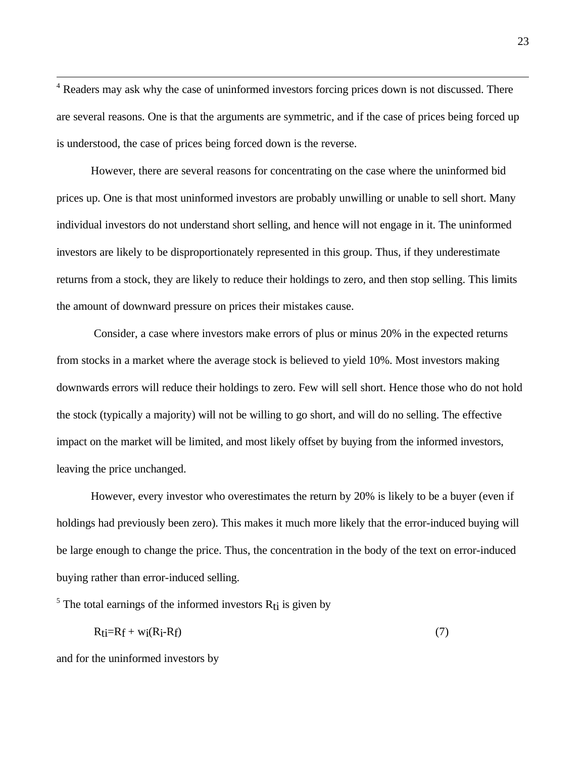[4] Readers may ask why the case of uninformed investors forcing prices down is not discussed. There are several reasons. One is that the arguments are symmetric, and if the case of prices being forced up is understood, the case of prices being forced down is the reverse.

However, there are several reasons for concentrating on the case where the uninformed bid prices up. One is that most uninformed investors are probably unwilling or unable to sell short. Many individual investors do not understand short selling, and hence will not engage in it. The uninformed investors are likely to be disproportionately represented in this group. Thus, if they underestimate returns from a stock, they are likely to reduce their holdings to zero, and then stop selling. This limits the amount of downward pressure on prices their mistakes cause.

Consider, a case where investors make errors of plus or minus 20% in the expected returns from stocks in a market where the average stock is believed to yield 10%. Most investors making downwards errors will reduce their holdings to zero. Few will sell short. Hence those who do not hold the stock (typically a majority) will not be willing to go short, and will do no selling. The effective impact on the market will be limited, and most likely offset by buying from the informed investors, leaving the price unchanged.

However, every investor who overestimates the return by 20% is likely to be a buyer (even if holdings had previously been zero). This makes it much more likely that the error-induced buying will be large enough to change the price. Thus, the concentration in the body of the text on error-induced buying rather than error-induced selling.

[5] The total earnings of the informed investors $R_{ti}$ is given by

$$R_{ti}=R_f + w_i(R_i-R_f) \tag{7}$$

and for the uninformed investors by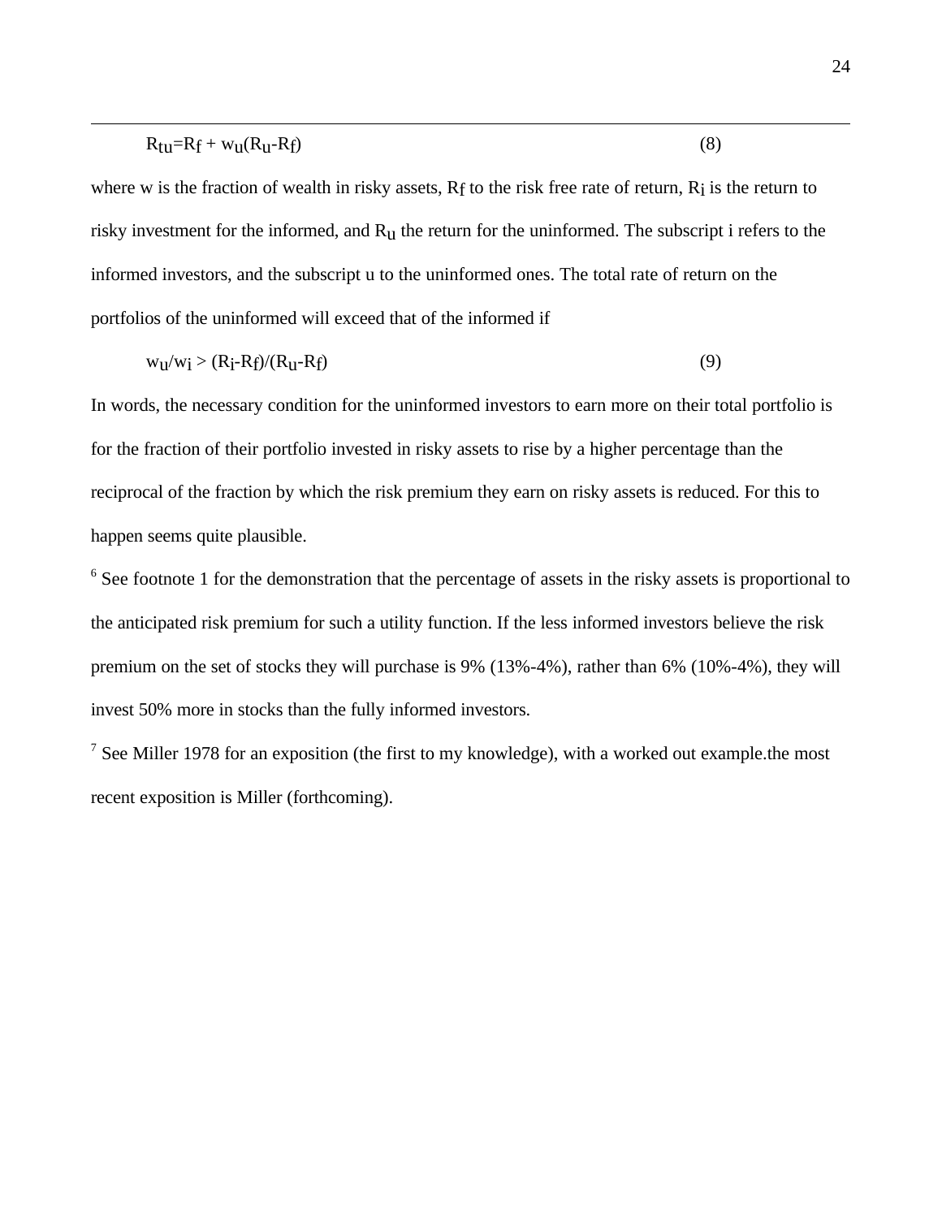$$R_{tu}=R_f + w_u(R_u-R_f) \qquad (8)$$

where w is the fraction of wealth in risky assets, $R_f$ to the risk free rate of return, $R_i$ is the return to risky investment for the informed, and $R_u$ the return for the uninformed. The subscript i refers to the informed investors, and the subscript u to the uninformed ones. The total rate of return on the portfolios of the uninformed will exceed that of the informed if

$$w_u/w_i > (R_i-R_f)/(R_u-R_f) \qquad (9)$$

In words, the necessary condition for the uninformed investors to earn more on their total portfolio is for the fraction of their portfolio invested in risky assets to rise by a higher percentage than the reciprocal of the fraction by which the risk premium they earn on risky assets is reduced. For this to happen seems quite plausible.

[6] See footnote 1 for the demonstration that the percentage of assets in the risky assets is proportional to the anticipated risk premium for such a utility function. If the less informed investors believe the risk premium on the set of stocks they will purchase is 9% (13%-4%), rather than 6% (10%-4%), they will invest 50% more in stocks than the fully informed investors.

[7] See Miller 1978 for an exposition (the first to my knowledge), with a worked out example.the most recent exposition is Miller (forthcoming).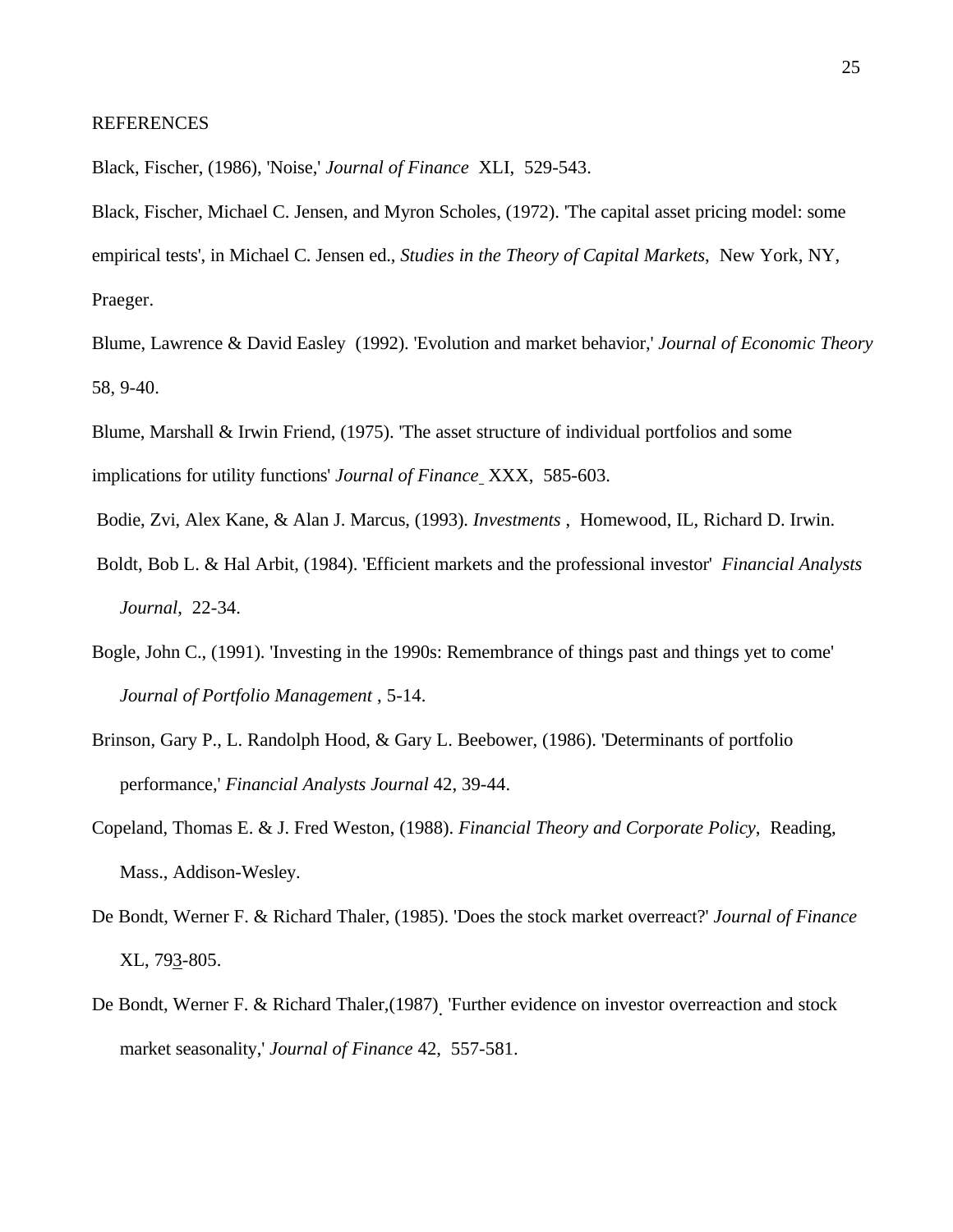REFERENCES

Black, Fischer, (1986), 'Noise,' *Journal of Finance* XLI, 529-543.

Black, Fischer, Michael C. Jensen, and Myron Scholes, (1972). 'The capital asset pricing model: some empirical tests', in Michael C. Jensen ed., *Studies in the Theory of Capital Markets*, New York, NY, Praeger.

Blume, Lawrence & David Easley (1992). 'Evolution and market behavior,' *Journal of Economic Theory* 58, 9-40.

Blume, Marshall & Irwin Friend, (1975). 'The asset structure of individual portfolios and some implications for utility functions' *Journal of Finance* XXX, 585-603.

Bodie, Zvi, Alex Kane, & Alan J. Marcus, (1993). *Investments* , Homewood, IL, Richard D. Irwin.

Boldt, Bob L. & Hal Arbit, (1984). 'Efficient markets and the professional investor' *Financial Analysts Journal*, 22-34.

Bogle, John C., (1991). 'Investing in the 1990s: Remembrance of things past and things yet to come' *Journal of Portfolio Management* , 5-14.

Brinson, Gary P., L. Randolph Hood, & Gary L. Beebower, (1986). 'Determinants of portfolio performance,' *Financial Analysts Journal* 42, 39-44.

Copeland, Thomas E. & J. Fred Weston, (1988). *Financial Theory and Corporate Policy*, Reading, Mass., Addison-Wesley.

De Bondt, Werner F. & Richard Thaler, (1985). 'Does the stock market overreact?' *Journal of Finance* XL, 793-805.

De Bondt, Werner F. & Richard Thaler,(1987) 'Further evidence on investor overreaction and stock market seasonality,' *Journal of Finance* 42, 557-581.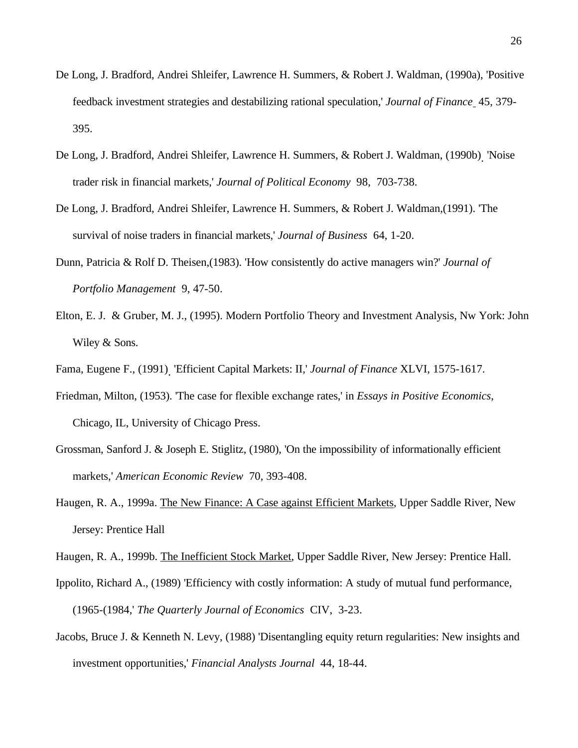De Long, J. Bradford, Andrei Shleifer, Lawrence H. Summers, & Robert J. Waldman, (1990a), 'Positive feedback investment strategies and destabilizing rational speculation,' *Journal of Finance* 45, 379-395.

De Long, J. Bradford, Andrei Shleifer, Lawrence H. Summers, & Robert J. Waldman, (1990b) 'Noise trader risk in financial markets,' *Journal of Political Economy* 98, 703-738.

De Long, J. Bradford, Andrei Shleifer, Lawrence H. Summers, & Robert J. Waldman,(1991). 'The survival of noise traders in financial markets,' *Journal of Business* 64, 1-20.

Dunn, Patricia & Rolf D. Theisen,(1983). 'How consistently do active managers win?' *Journal of Portfolio Management* 9, 47-50.

Elton, E. J. & Gruber, M. J., (1995). Modern Portfolio Theory and Investment Analysis, Nw York: John Wiley & Sons.

Fama, Eugene F., (1991) 'Efficient Capital Markets: II,' *Journal of Finance* XLVI, 1575-1617.

Friedman, Milton, (1953). 'The case for flexible exchange rates,' in *Essays in Positive Economics*, Chicago, IL, University of Chicago Press.

Grossman, Sanford J. & Joseph E. Stiglitz, (1980), 'On the impossibility of informationally efficient markets,' *American Economic Review* 70, 393-408.

Haugen, R. A., 1999a. The New Finance: A Case against Efficient Markets, Upper Saddle River, New Jersey: Prentice Hall

Haugen, R. A., 1999b. The Inefficient Stock Market, Upper Saddle River, New Jersey: Prentice Hall.

Ippolito, Richard A., (1989) 'Efficiency with costly information: A study of mutual fund performance, (1965-(1984,' *The Quarterly Journal of Economics* CIV, 3-23.

Jacobs, Bruce J. & Kenneth N. Levy, (1988) 'Disentangling equity return regularities: New insights and investment opportunities,' *Financial Analysts Journal* 44, 18-44.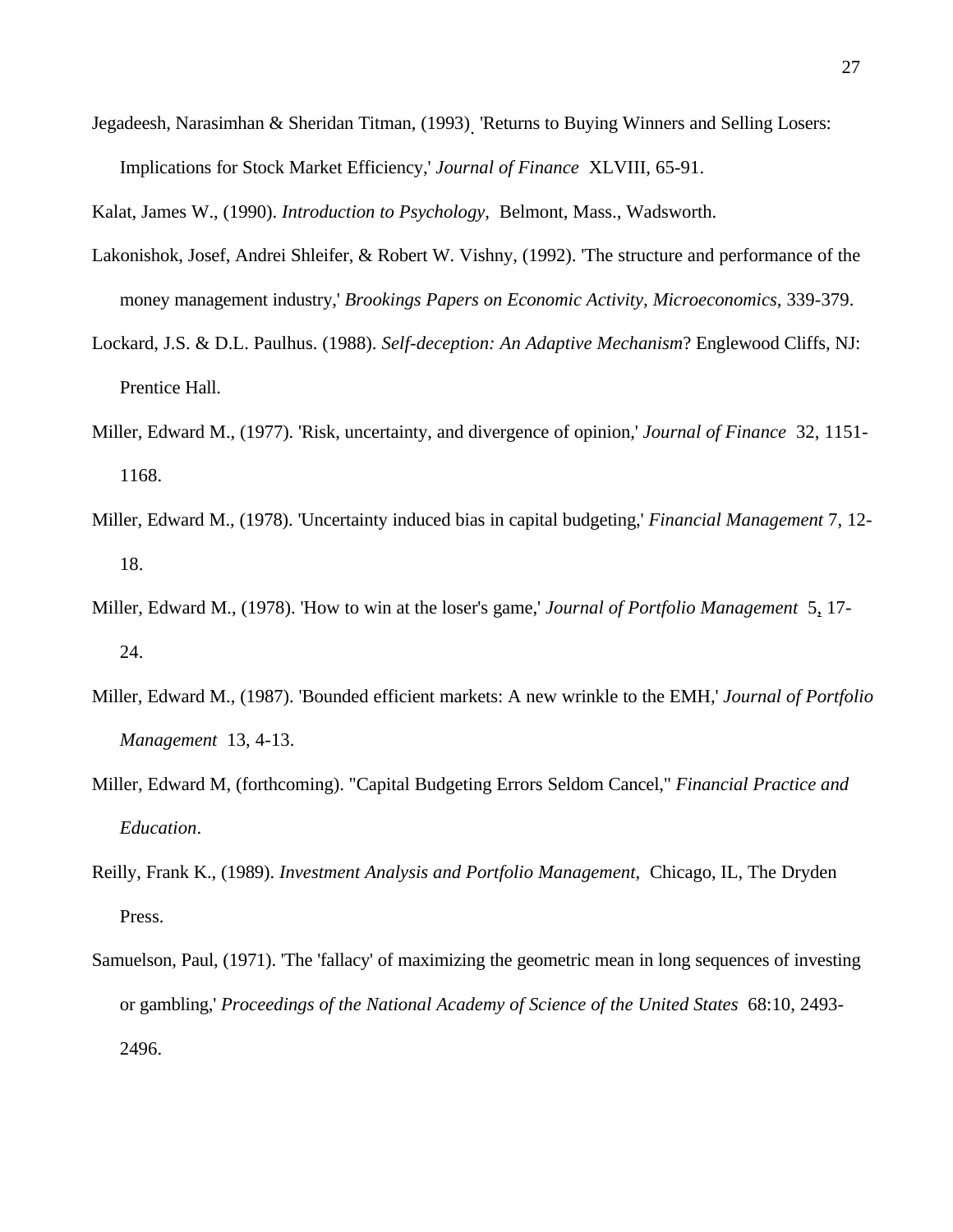Jegadeesh, Narasimhan & Sheridan Titman, (1993). 'Returns to Buying Winners and Selling Losers: Implications for Stock Market Efficiency,' *Journal of Finance* XLVIII, 65-91.

Kalat, James W., (1990). *Introduction to Psychology*, Belmont, Mass., Wadsworth.

Lakonishok, Josef, Andrei Shleifer, & Robert W. Vishny, (1992). 'The structure and performance of the money management industry,' *Brookings Papers on Economic Activity, Microeconomics*, 339-379.

Lockard, J.S. & D.L. Paulhus. (1988). *Self-deception: An Adaptive Mechanism*? Englewood Cliffs, NJ: Prentice Hall.

Miller, Edward M., (1977). 'Risk, uncertainty, and divergence of opinion,' *Journal of Finance* 32, 1151-1168.

Miller, Edward M., (1978). 'Uncertainty induced bias in capital budgeting,' *Financial Management* 7, 12-18.

Miller, Edward M., (1978). 'How to win at the loser's game,' *Journal of Portfolio Management* 5, 17-24.

Miller, Edward M., (1987). 'Bounded efficient markets: A new wrinkle to the EMH,' *Journal of Portfolio Management* 13, 4-13.

Miller, Edward M, (forthcoming). "Capital Budgeting Errors Seldom Cancel," *Financial Practice and Education*.

Reilly, Frank K., (1989). *Investment Analysis and Portfolio Management*, Chicago, IL, The Dryden Press.

Samuelson, Paul, (1971). 'The 'fallacy' of maximizing the geometric mean in long sequences of investing or gambling,' *Proceedings of the National Academy of Science of the United States* 68:10, 2493-2496.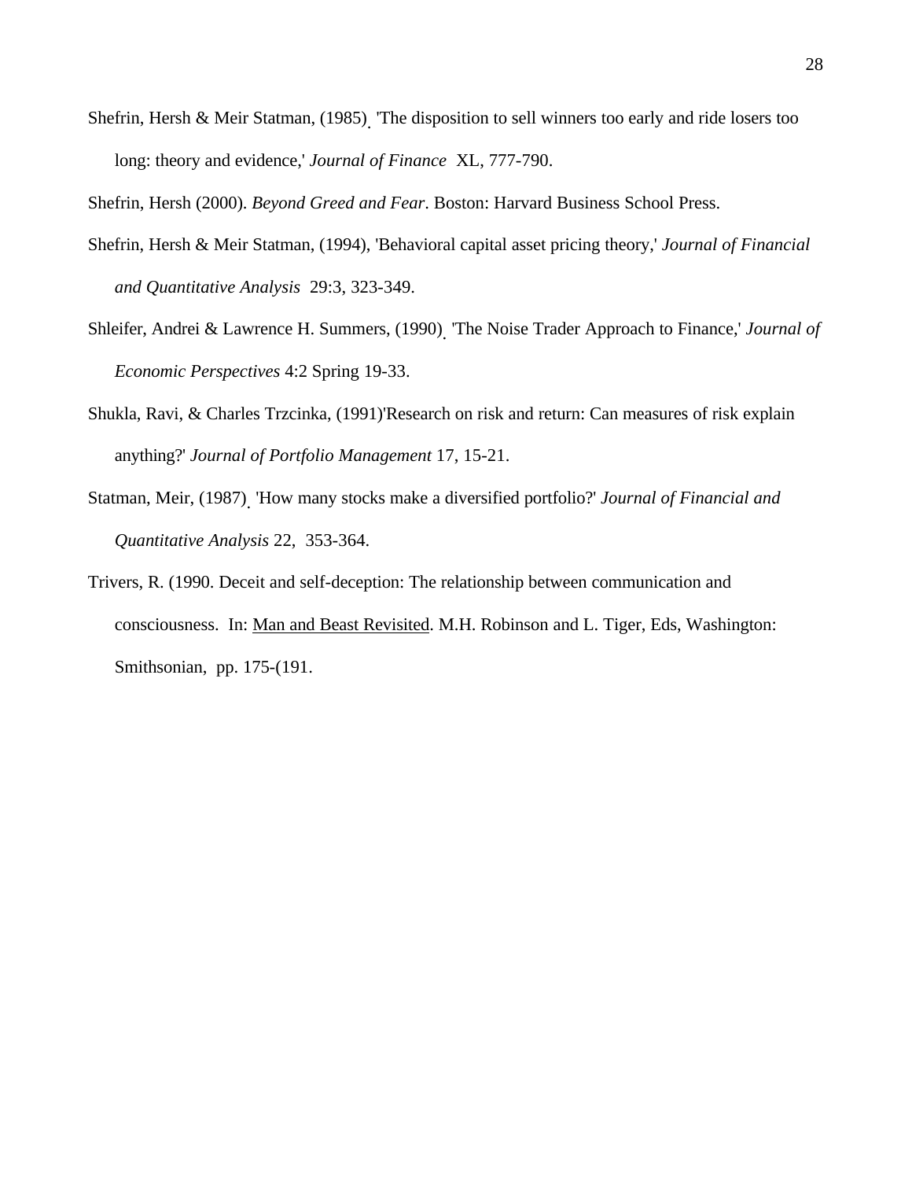Shefrin, Hersh & Meir Statman, (1985). 'The disposition to sell winners too early and ride losers too long: theory and evidence,' *Journal of Finance* XL, 777-790.

Shefrin, Hersh (2000). *Beyond Greed and Fear*. Boston: Harvard Business School Press.

Shefrin, Hersh & Meir Statman, (1994), 'Behavioral capital asset pricing theory,' *Journal of Financial and Quantitative Analysis* 29:3, 323-349.

Shleifer, Andrei & Lawrence H. Summers, (1990). 'The Noise Trader Approach to Finance,' *Journal of Economic Perspectives* 4:2 Spring 19-33.

Shukla, Ravi, & Charles Trzcinka, (1991)'Research on risk and return: Can measures of risk explain anything?' *Journal of Portfolio Management* 17, 15-21.

Statman, Meir, (1987). 'How many stocks make a diversified portfolio?' *Journal of Financial and Quantitative Analysis* 22, 353-364.

Trivers, R. (1990. Deceit and self-deception: The relationship between communication and consciousness. In: Man and Beast Revisited. M.H. Robinson and L. Tiger, Eds, Washington: Smithsonian, pp. 175-(191.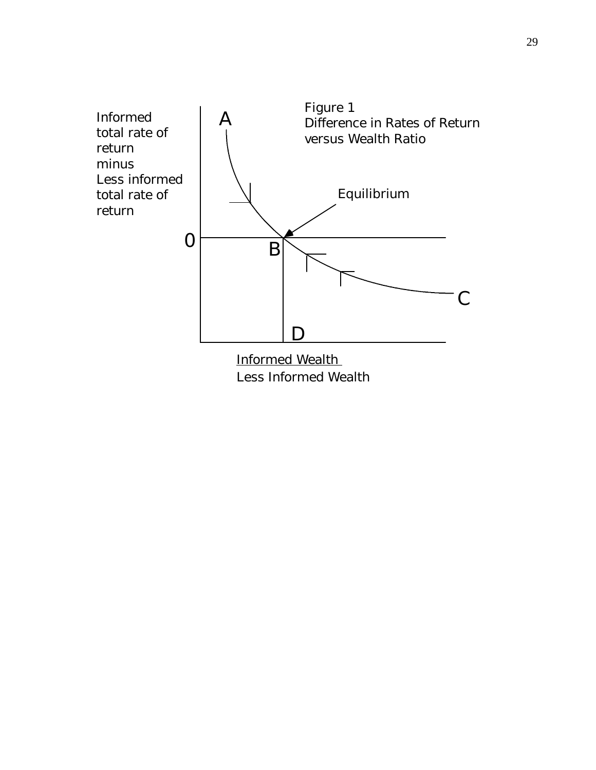Figure 1
Difference in Rates of Return
versus Wealth Ratio

Informed
total rate of
return
minus
Less informed
total rate of
return

A

Equilibrium

0

B

C

D

Informed Wealth
Less Informed Wealth